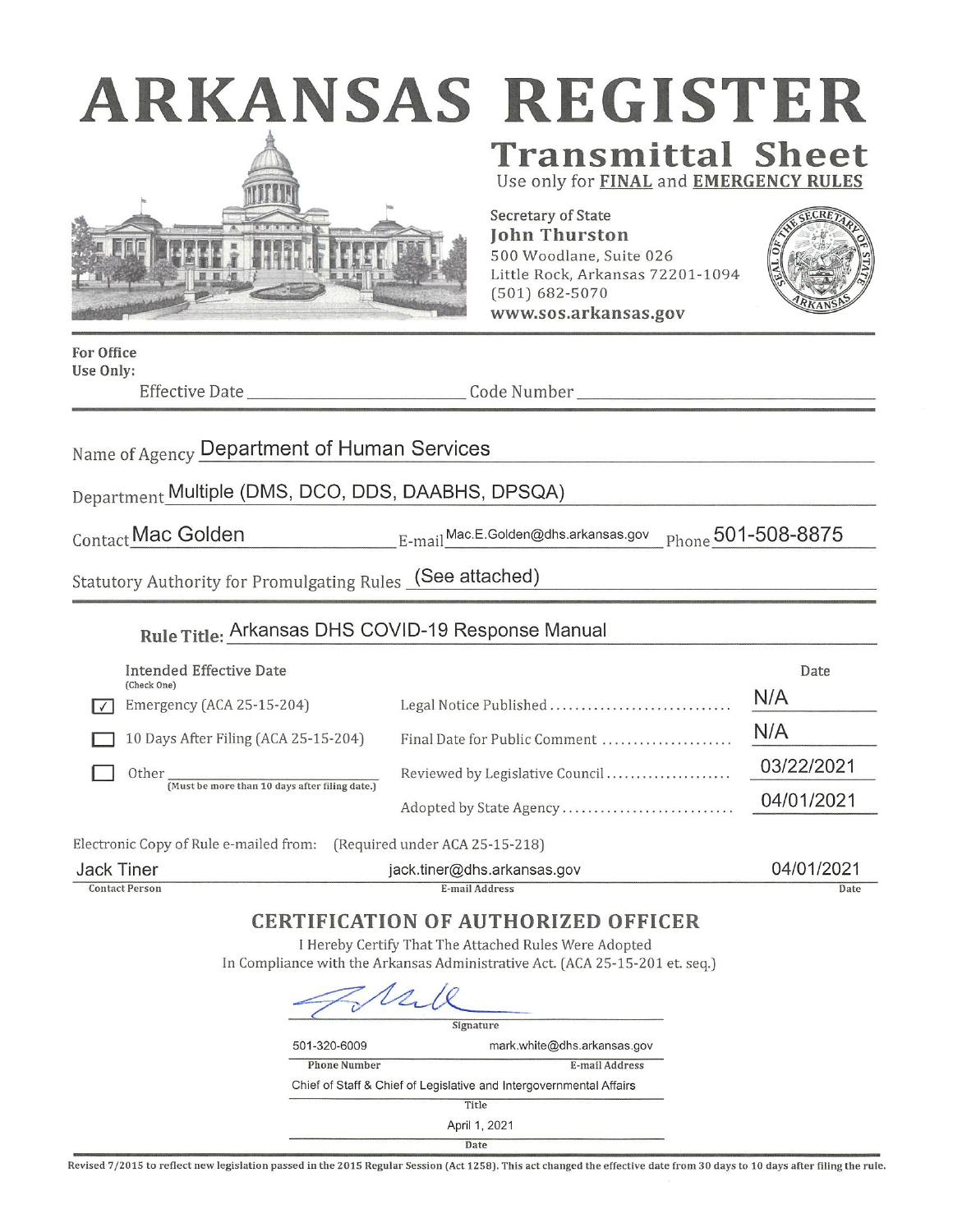# ARKANSAS REGISTER

## Transmittal Sheet

Use only for **FINAL** and **EMERGENCY RULES**

Secretary of State
**John Thurston**
500 Woodlane, Suite 026
Little Rock, Arkansas 72201-1094
(501) 682-5070
**www.sos.arkansas.gov**

**For Office Use Only:**
Effective Date ____________ Code Number ____________

Name of Agency: Department of Human Services

Department: Multiple (DMS, DCO, DDS, DAABHS, DPSQA)

Contact: Mac Golden E-mail: Mac.E.Golden@dhs.arkansas.gov Phone: 501-508-8875

Statutory Authority for Promulgating Rules: (See attached)

**Rule Title:** Arkansas DHS COVID-19 Response Manual

| Intended Effective Date (Check One) | | Date |
|---|---|---|
| ☑ Emergency (ACA 25-15-204) | Legal Notice Published | N/A |
| ☐ 10 Days After Filing (ACA 25-15-204) | Final Date for Public Comment | N/A |
| ☐ Other ____ (Must be more than 10 days after filing date.) | Reviewed by Legislative Council | 03/22/2021 |
| | Adopted by State Agency | 04/01/2021 |

Electronic Copy of Rule e-mailed from: (Required under ACA 25-15-218)

| Contact Person | E-mail Address | Date |
|---|---|---|
| Jack Tiner | jack.tiner@dhs.arkansas.gov | 04/01/2021 |

## CERTIFICATION OF AUTHORIZED OFFICER

I Hereby Certify That The Attached Rules Were Adopted
In Compliance with the Arkansas Administrative Act. (ACA 25-15-201 et. seq.)

Signature: [signature]

Phone Number: 501-320-6009
E-mail Address: mark.white@dhs.arkansas.gov

Title: Chief of Staff & Chief of Legislative and Intergovernmental Affairs

Date: April 1, 2021

Revised 7/2015 to reflect new legislation passed in the 2015 Regular Session (Act 1258). This act changed the effective date from 30 days to 10 days after filing the rule.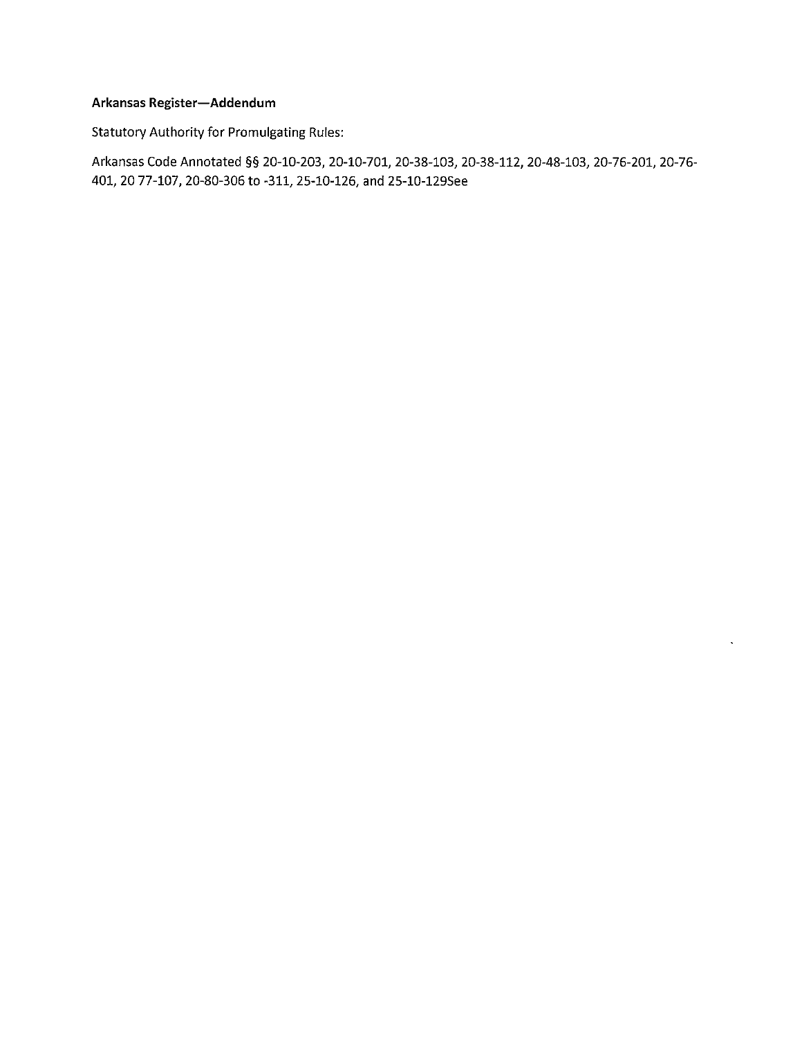**Arkansas Register—Addendum**

Statutory Authority for Promulgating Rules:

Arkansas Code Annotated §§ 20-10-203, 20-10-701, 20-38-103, 20-38-112, 20-48-103, 20-76-201, 20-76-401, 20 77-107, 20-80-306 to -311, 25-10-126, and 25-10-129See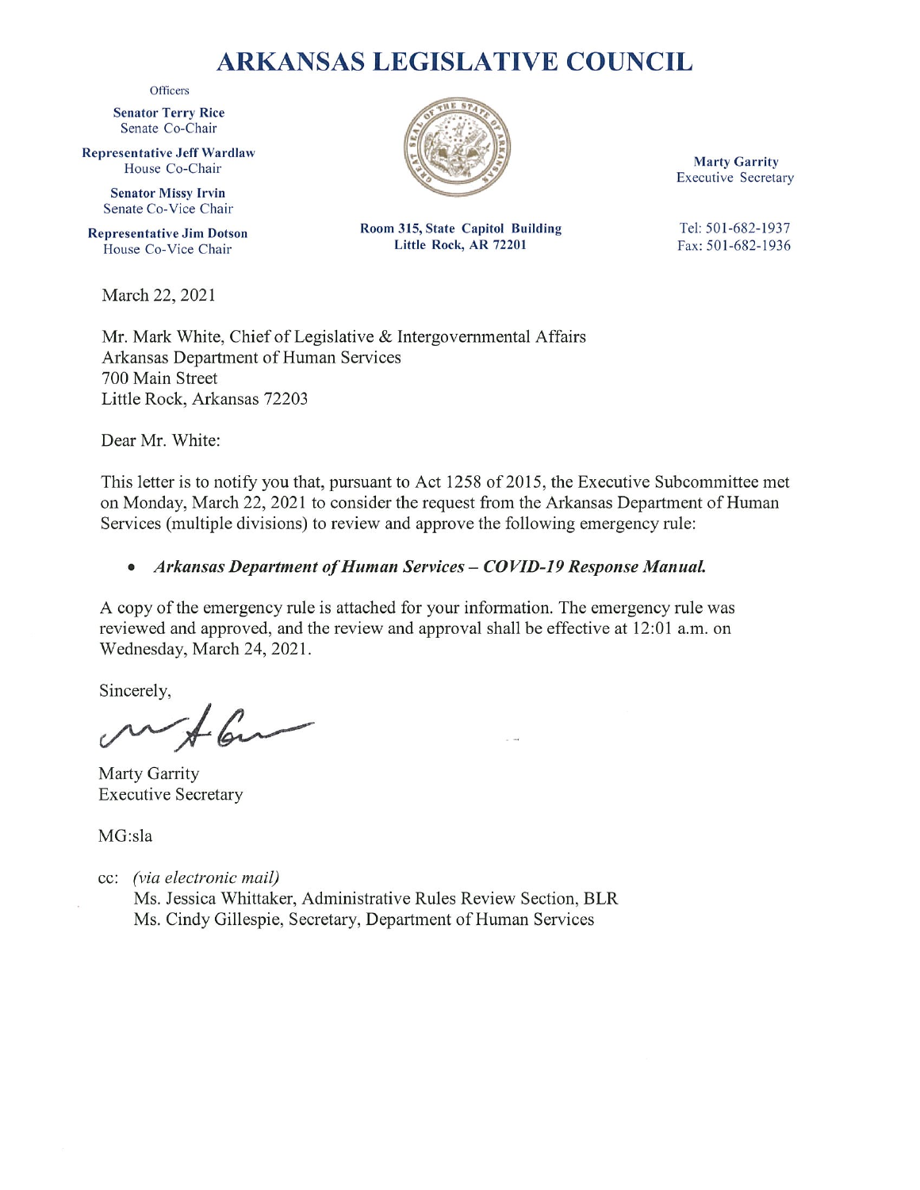# ARKANSAS LEGISLATIVE COUNCIL

Officers

**Senator Terry Rice**
Senate Co-Chair

**Representative Jeff Wardlaw**
House Co-Chair

**Senator Missy Irvin**
Senate Co-Vice Chair

**Representative Jim Dotson**
House Co-Vice Chair

**Room 315, State Capitol Building**
**Little Rock, AR 72201**

**Marty Garrity**
Executive Secretary

Tel: 501-682-1937
Fax: 501-682-1936

March 22, 2021

Mr. Mark White, Chief of Legislative & Intergovernmental Affairs
Arkansas Department of Human Services
700 Main Street
Little Rock, Arkansas 72203

Dear Mr. White:

This letter is to notify you that, pursuant to Act 1258 of 2015, the Executive Subcommittee met on Monday, March 22, 2021 to consider the request from the Arkansas Department of Human Services (multiple divisions) to review and approve the following emergency rule:

- ***Arkansas Department of Human Services – COVID-19 Response Manual.***

A copy of the emergency rule is attached for your information. The emergency rule was reviewed and approved, and the review and approval shall be effective at 12:01 a.m. on Wednesday, March 24, 2021.

Sincerely,

Marty Garrity
Executive Secretary

MG:sla

cc: *(via electronic mail)*
Ms. Jessica Whittaker, Administrative Rules Review Section, BLR
Ms. Cindy Gillespie, Secretary, Department of Human Services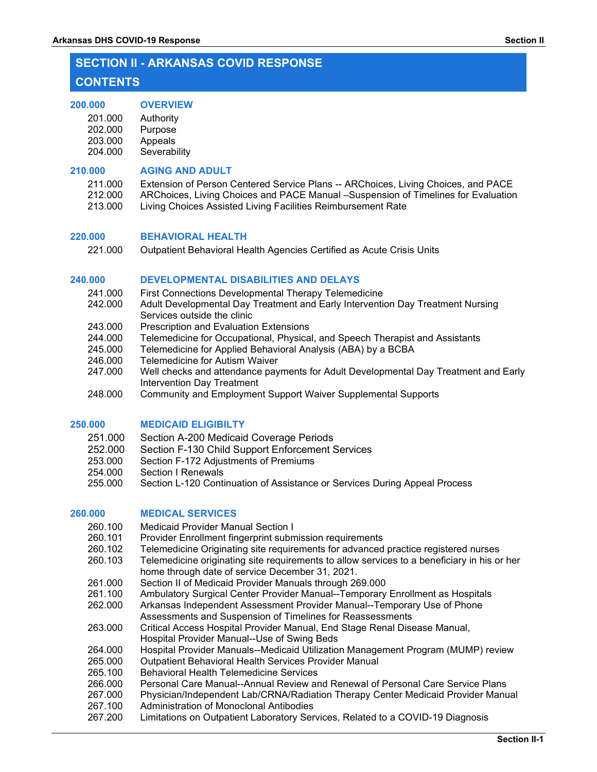# SECTION II - ARKANSAS COVID RESPONSE

## CONTENTS

**200.000 OVERVIEW**

- 201.000 Authority
- 202.000 Purpose
- 203.000 Appeals
- 204.000 Severability

**210.000 AGING AND ADULT**

- 211.000 Extension of Person Centered Service Plans -- ARChoices, Living Choices, and PACE
- 212.000 ARChoices, Living Choices and PACE Manual –Suspension of Timelines for Evaluation
- 213.000 Living Choices Assisted Living Facilities Reimbursement Rate

**220.000 BEHAVIORAL HEALTH**

- 221.000 Outpatient Behavioral Health Agencies Certified as Acute Crisis Units

**240.000 DEVELOPMENTAL DISABILITIES AND DELAYS**

- 241.000 First Connections Developmental Therapy Telemedicine
- 242.000 Adult Developmental Day Treatment and Early Intervention Day Treatment Nursing Services outside the clinic
- 243.000 Prescription and Evaluation Extensions
- 244.000 Telemedicine for Occupational, Physical, and Speech Therapist and Assistants
- 245.000 Telemedicine for Applied Behavioral Analysis (ABA) by a BCBA
- 246.000 Telemedicine for Autism Waiver
- 247.000 Well checks and attendance payments for Adult Developmental Day Treatment and Early Intervention Day Treatment
- 248.000 Community and Employment Support Waiver Supplemental Supports

**250.000 MEDICAID ELIGIBILTY**

- 251.000 Section A-200 Medicaid Coverage Periods
- 252.000 Section F-130 Child Support Enforcement Services
- 253.000 Section F-172 Adjustments of Premiums
- 254.000 Section I Renewals
- 255.000 Section L-120 Continuation of Assistance or Services During Appeal Process

**260.000 MEDICAL SERVICES**

- 260.100 Medicaid Provider Manual Section I
- 260.101 Provider Enrollment fingerprint submission requirements
- 260.102 Telemedicine Originating site requirements for advanced practice registered nurses
- 260.103 Telemedicine originating site requirements to allow services to a beneficiary in his or her home through date of service December 31, 2021.
- 261.000 Section II of Medicaid Provider Manuals through 269.000
- 261.100 Ambulatory Surgical Center Provider Manual--Temporary Enrollment as Hospitals
- 262.000 Arkansas Independent Assessment Provider Manual--Temporary Use of Phone Assessments and Suspension of Timelines for Reassessments
- 263.000 Critical Access Hospital Provider Manual, End Stage Renal Disease Manual, Hospital Provider Manual--Use of Swing Beds
- 264.000 Hospital Provider Manuals--Medicaid Utilization Management Program (MUMP) review
- 265.000 Outpatient Behavioral Health Services Provider Manual
- 265.100 Behavioral Health Telemedicine Services
- 266.000 Personal Care Manual--Annual Review and Renewal of Personal Care Service Plans
- 267.000 Physician/Independent Lab/CRNA/Radiation Therapy Center Medicaid Provider Manual
- 267.100 Administration of Monoclonal Antibodies
- 267.200 Limitations on Outpatient Laboratory Services, Related to a COVID-19 Diagnosis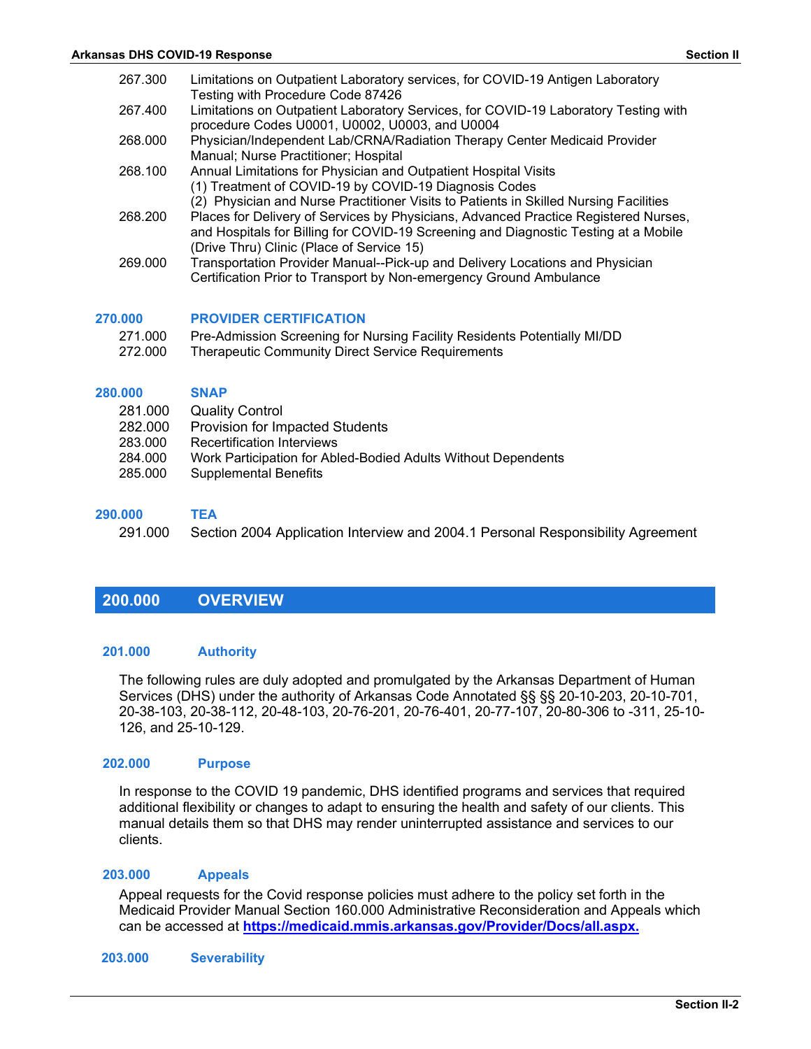| | |
|---|---|
| 267.300 | Limitations on Outpatient Laboratory services, for COVID-19 Antigen Laboratory Testing with Procedure Code 87426 |
| 267.400 | Limitations on Outpatient Laboratory Services, for COVID-19 Laboratory Testing with procedure Codes U0001, U0002, U0003, and U0004 |
| 268.000 | Physician/Independent Lab/CRNA/Radiation Therapy Center Medicaid Provider Manual; Nurse Practitioner; Hospital |
| 268.100 | Annual Limitations for Physician and Outpatient Hospital Visits (1) Treatment of COVID-19 by COVID-19 Diagnosis Codes (2) Physician and Nurse Practitioner Visits to Patients in Skilled Nursing Facilities |
| 268.200 | Places for Delivery of Services by Physicians, Advanced Practice Registered Nurses, and Hospitals for Billing for COVID-19 Screening and Diagnostic Testing at a Mobile (Drive Thru) Clinic (Place of Service 15) |
| 269.000 | Transportation Provider Manual--Pick-up and Delivery Locations and Physician Certification Prior to Transport by Non-emergency Ground Ambulance |

**270.000 PROVIDER CERTIFICATION**

| | |
|---|---|
| 271.000 | Pre-Admission Screening for Nursing Facility Residents Potentially MI/DD |
| 272.000 | Therapeutic Community Direct Service Requirements |

**280.000 SNAP**

| | |
|---|---|
| 281.000 | Quality Control |
| 282.000 | Provision for Impacted Students |
| 283.000 | Recertification Interviews |
| 284.000 | Work Participation for Abled-Bodied Adults Without Dependents |
| 285.000 | Supplemental Benefits |

**290.000 TEA**

| | |
|---|---|
| 291.000 | Section 2004 Application Interview and 2004.1 Personal Responsibility Agreement |

# 200.000 OVERVIEW

## 201.000 Authority

The following rules are duly adopted and promulgated by the Arkansas Department of Human Services (DHS) under the authority of Arkansas Code Annotated §§ §§ 20-10-203, 20-10-701, 20-38-103, 20-38-112, 20-48-103, 20-76-201, 20-76-401, 20-77-107, 20-80-306 to -311, 25-10-126, and 25-10-129.

## 202.000 Purpose

In response to the COVID 19 pandemic, DHS identified programs and services that required additional flexibility or changes to adapt to ensuring the health and safety of our clients. This manual details them so that DHS may render uninterrupted assistance and services to our clients.

## 203.000 Appeals

Appeal requests for the Covid response policies must adhere to the policy set forth in the Medicaid Provider Manual Section 160.000 Administrative Reconsideration and Appeals which can be accessed at **https://medicaid.mmis.arkansas.gov/Provider/Docs/all.aspx.**

## 203.000 Severability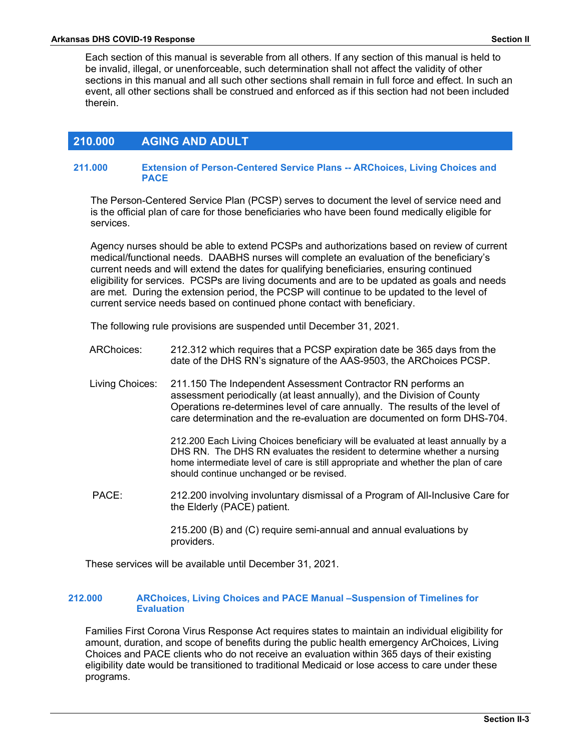Each section of this manual is severable from all others. If any section of this manual is held to be invalid, illegal, or unenforceable, such determination shall not affect the validity of other sections in this manual and all such other sections shall remain in full force and effect. In such an event, all other sections shall be construed and enforced as if this section had not been included therein.

## 210.000 AGING AND ADULT

### 211.000 Extension of Person-Centered Service Plans -- ARChoices, Living Choices and PACE

The Person-Centered Service Plan (PCSP) serves to document the level of service need and is the official plan of care for those beneficiaries who have been found medically eligible for services.

Agency nurses should be able to extend PCSPs and authorizations based on review of current medical/functional needs. DAABHS nurses will complete an evaluation of the beneficiary's current needs and will extend the dates for qualifying beneficiaries, ensuring continued eligibility for services. PCSPs are living documents and are to be updated as goals and needs are met. During the extension period, the PCSP will continue to be updated to the level of current service needs based on continued phone contact with beneficiary.

The following rule provisions are suspended until December 31, 2021.

| | |
|---|---|
| ARChoices: | 212.312 which requires that a PCSP expiration date be 365 days from the date of the DHS RN's signature of the AAS-9503, the ARChoices PCSP. |
| Living Choices: | 211.150 The Independent Assessment Contractor RN performs an assessment periodically (at least annually), and the Division of County Operations re-determines level of care annually. The results of the level of care determination and the re-evaluation are documented on form DHS-704. |
| | 212.200 Each Living Choices beneficiary will be evaluated at least annually by a DHS RN. The DHS RN evaluates the resident to determine whether a nursing home intermediate level of care is still appropriate and whether the plan of care should continue unchanged or be revised. |
| PACE: | 212.200 involving involuntary dismissal of a Program of All-Inclusive Care for the Elderly (PACE) patient. |
| | 215.200 (B) and (C) require semi-annual and annual evaluations by providers. |

These services will be available until December 31, 2021.

### 212.000 ARChoices, Living Choices and PACE Manual –Suspension of Timelines for Evaluation

Families First Corona Virus Response Act requires states to maintain an individual eligibility for amount, duration, and scope of benefits during the public health emergency ArChoices, Living Choices and PACE clients who do not receive an evaluation within 365 days of their existing eligibility date would be transitioned to traditional Medicaid or lose access to care under these programs.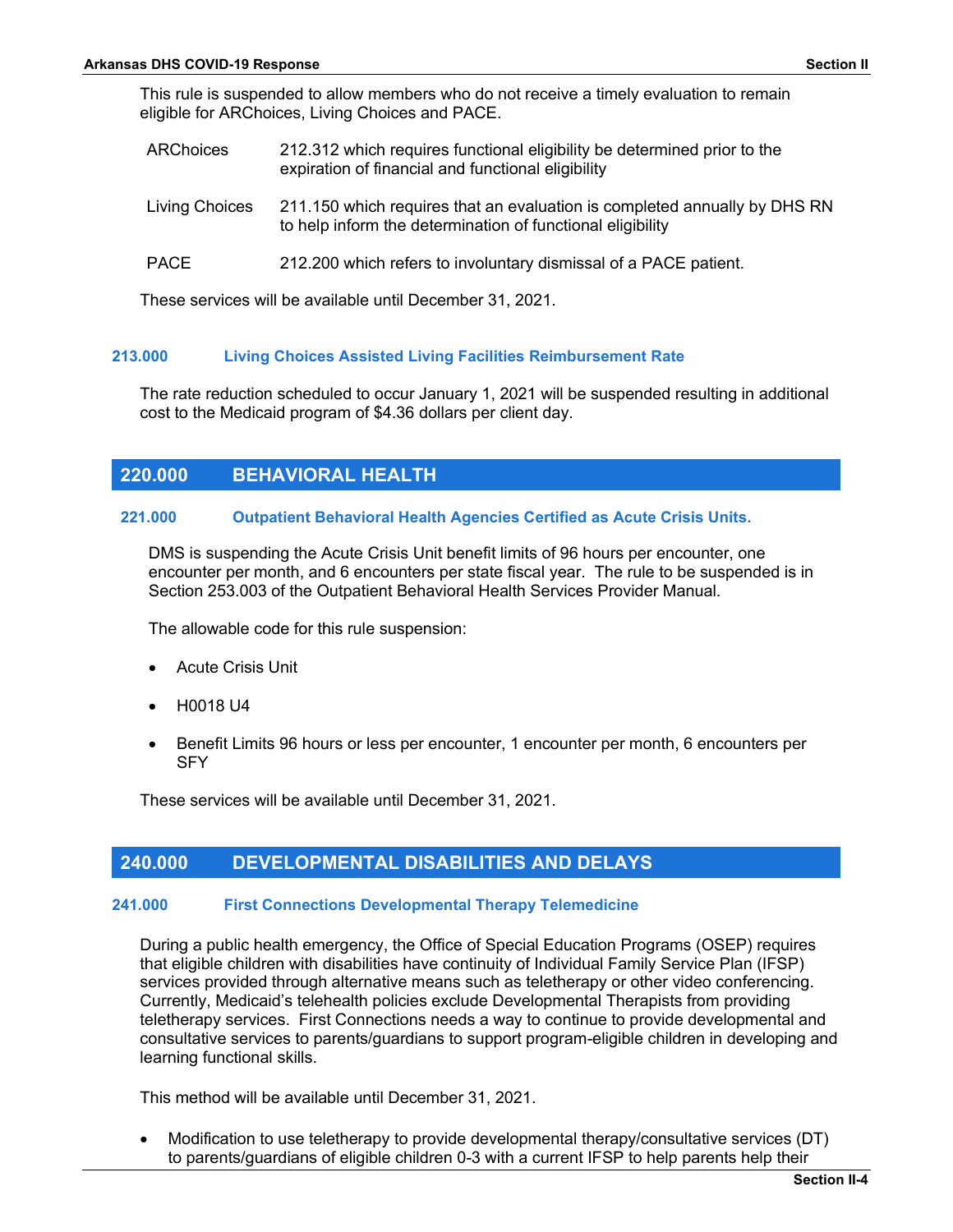This rule is suspended to allow members who do not receive a timely evaluation to remain eligible for ARChoices, Living Choices and PACE.

| | |
|---|---|
| ARChoices | 212.312 which requires functional eligibility be determined prior to the expiration of financial and functional eligibility |
| Living Choices | 211.150 which requires that an evaluation is completed annually by DHS RN to help inform the determination of functional eligibility |
| PACE | 212.200 which refers to involuntary dismissal of a PACE patient. |

These services will be available until December 31, 2021.

### 213.000 Living Choices Assisted Living Facilities Reimbursement Rate

The rate reduction scheduled to occur January 1, 2021 will be suspended resulting in additional cost to the Medicaid program of $4.36 dollars per client day.

## 220.000 BEHAVIORAL HEALTH

### 221.000 Outpatient Behavioral Health Agencies Certified as Acute Crisis Units.

DMS is suspending the Acute Crisis Unit benefit limits of 96 hours per encounter, one encounter per month, and 6 encounters per state fiscal year. The rule to be suspended is in Section 253.003 of the Outpatient Behavioral Health Services Provider Manual.

The allowable code for this rule suspension:

- Acute Crisis Unit
- H0018 U4
- Benefit Limits 96 hours or less per encounter, 1 encounter per month, 6 encounters per SFY

These services will be available until December 31, 2021.

## 240.000 DEVELOPMENTAL DISABILITIES AND DELAYS

### 241.000 First Connections Developmental Therapy Telemedicine

During a public health emergency, the Office of Special Education Programs (OSEP) requires that eligible children with disabilities have continuity of Individual Family Service Plan (IFSP) services provided through alternative means such as teletherapy or other video conferencing. Currently, Medicaid's telehealth policies exclude Developmental Therapists from providing teletherapy services. First Connections needs a way to continue to provide developmental and consultative services to parents/guardians to support program-eligible children in developing and learning functional skills.

This method will be available until December 31, 2021.

- Modification to use teletherapy to provide developmental therapy/consultative services (DT) to parents/guardians of eligible children 0-3 with a current IFSP to help parents help their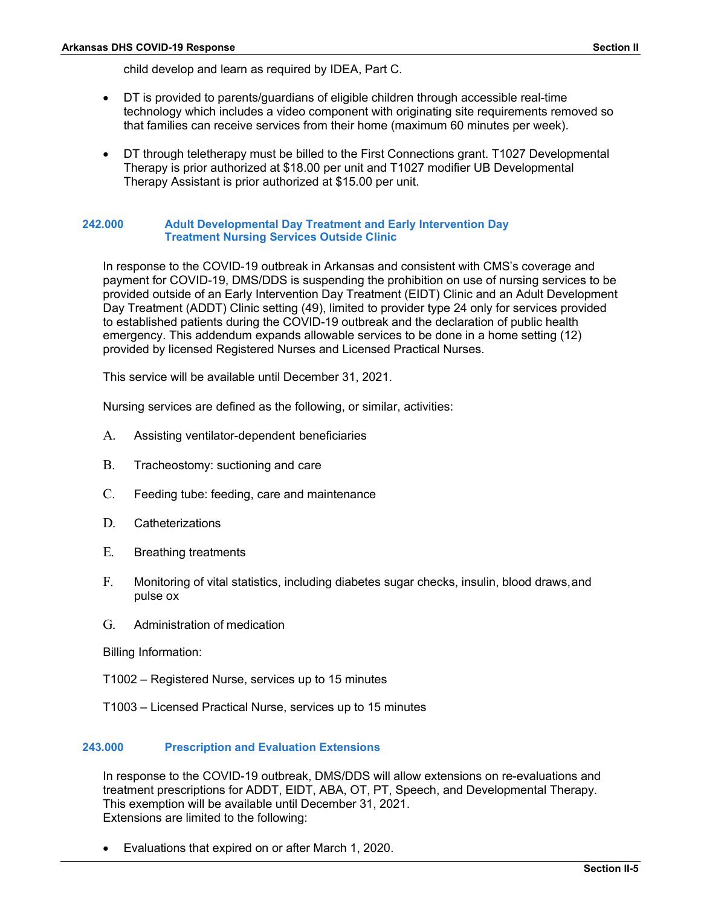child develop and learn as required by IDEA, Part C.

- DT is provided to parents/guardians of eligible children through accessible real-time technology which includes a video component with originating site requirements removed so that families can receive services from their home (maximum 60 minutes per week).

- DT through teletherapy must be billed to the First Connections grant. T1027 Developmental Therapy is prior authorized at $18.00 per unit and T1027 modifier UB Developmental Therapy Assistant is prior authorized at $15.00 per unit.

### 242.000 Adult Developmental Day Treatment and Early Intervention Day Treatment Nursing Services Outside Clinic

In response to the COVID-19 outbreak in Arkansas and consistent with CMS's coverage and payment for COVID-19, DMS/DDS is suspending the prohibition on use of nursing services to be provided outside of an Early Intervention Day Treatment (EIDT) Clinic and an Adult Development Day Treatment (ADDT) Clinic setting (49), limited to provider type 24 only for services provided to established patients during the COVID-19 outbreak and the declaration of public health emergency. This addendum expands allowable services to be done in a home setting (12) provided by licensed Registered Nurses and Licensed Practical Nurses.

This service will be available until December 31, 2021.

Nursing services are defined as the following, or similar, activities:

A. Assisting ventilator-dependent beneficiaries

B. Tracheostomy: suctioning and care

C. Feeding tube: feeding, care and maintenance

D. Catheterizations

E. Breathing treatments

F. Monitoring of vital statistics, including diabetes sugar checks, insulin, blood draws, and pulse ox

G. Administration of medication

Billing Information:

T1002 – Registered Nurse, services up to 15 minutes

T1003 – Licensed Practical Nurse, services up to 15 minutes

### 243.000 Prescription and Evaluation Extensions

In response to the COVID-19 outbreak, DMS/DDS will allow extensions on re-evaluations and treatment prescriptions for ADDT, EIDT, ABA, OT, PT, Speech, and Developmental Therapy. This exemption will be available until December 31, 2021.
Extensions are limited to the following:

- Evaluations that expired on or after March 1, 2020.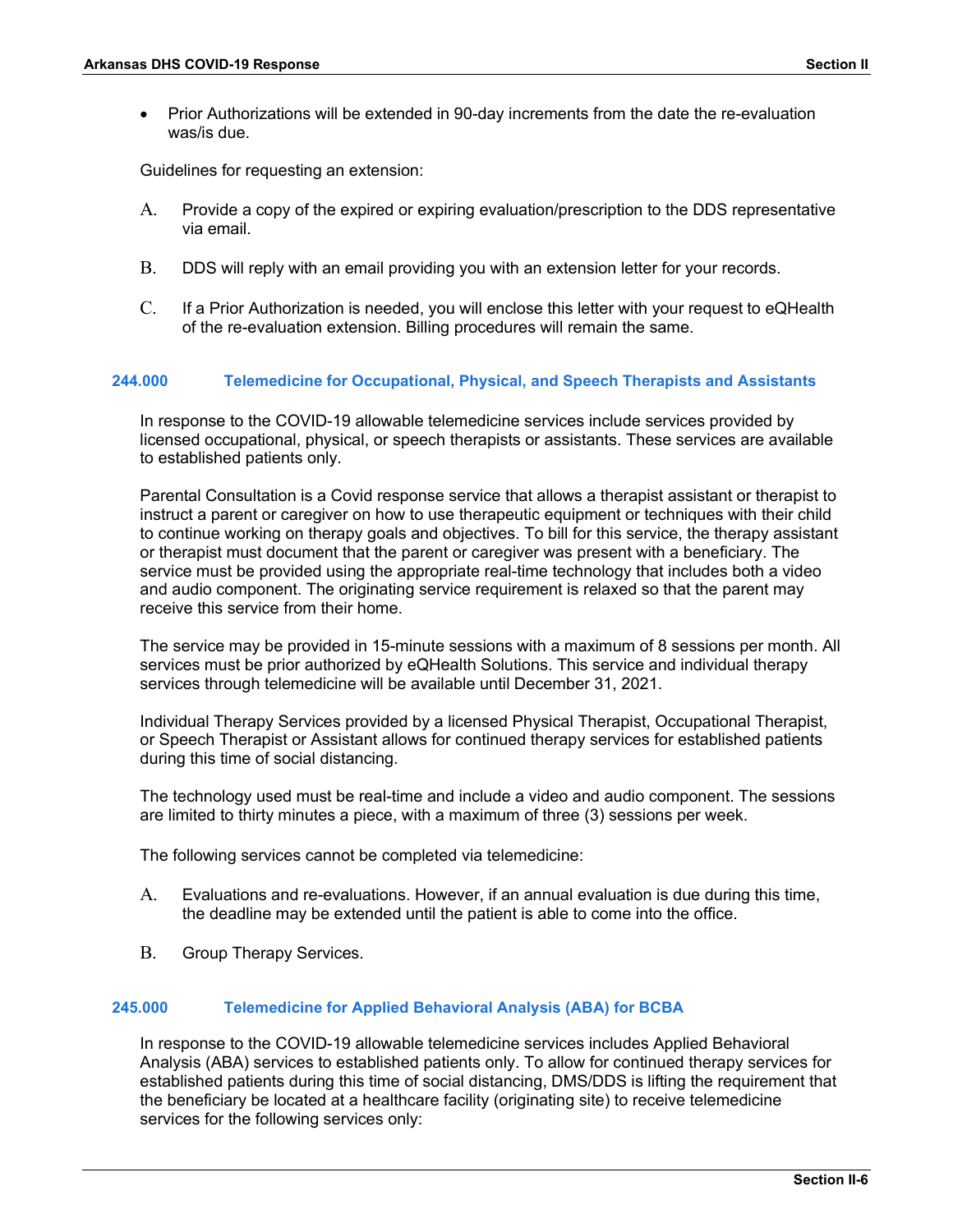- Prior Authorizations will be extended in 90-day increments from the date the re-evaluation was/is due.

Guidelines for requesting an extension:

A. Provide a copy of the expired or expiring evaluation/prescription to the DDS representative via email.

B. DDS will reply with an email providing you with an extension letter for your records.

C. If a Prior Authorization is needed, you will enclose this letter with your request to eQHealth of the re-evaluation extension. Billing procedures will remain the same.

## 244.000 Telemedicine for Occupational, Physical, and Speech Therapists and Assistants

In response to the COVID-19 allowable telemedicine services include services provided by licensed occupational, physical, or speech therapists or assistants. These services are available to established patients only.

Parental Consultation is a Covid response service that allows a therapist assistant or therapist to instruct a parent or caregiver on how to use therapeutic equipment or techniques with their child to continue working on therapy goals and objectives. To bill for this service, the therapy assistant or therapist must document that the parent or caregiver was present with a beneficiary. The service must be provided using the appropriate real-time technology that includes both a video and audio component. The originating service requirement is relaxed so that the parent may receive this service from their home.

The service may be provided in 15-minute sessions with a maximum of 8 sessions per month. All services must be prior authorized by eQHealth Solutions. This service and individual therapy services through telemedicine will be available until December 31, 2021.

Individual Therapy Services provided by a licensed Physical Therapist, Occupational Therapist, or Speech Therapist or Assistant allows for continued therapy services for established patients during this time of social distancing.

The technology used must be real-time and include a video and audio component. The sessions are limited to thirty minutes a piece, with a maximum of three (3) sessions per week.

The following services cannot be completed via telemedicine:

A. Evaluations and re-evaluations. However, if an annual evaluation is due during this time, the deadline may be extended until the patient is able to come into the office.

B. Group Therapy Services.

## 245.000 Telemedicine for Applied Behavioral Analysis (ABA) for BCBA

In response to the COVID-19 allowable telemedicine services includes Applied Behavioral Analysis (ABA) services to established patients only. To allow for continued therapy services for established patients during this time of social distancing, DMS/DDS is lifting the requirement that the beneficiary be located at a healthcare facility (originating site) to receive telemedicine services for the following services only: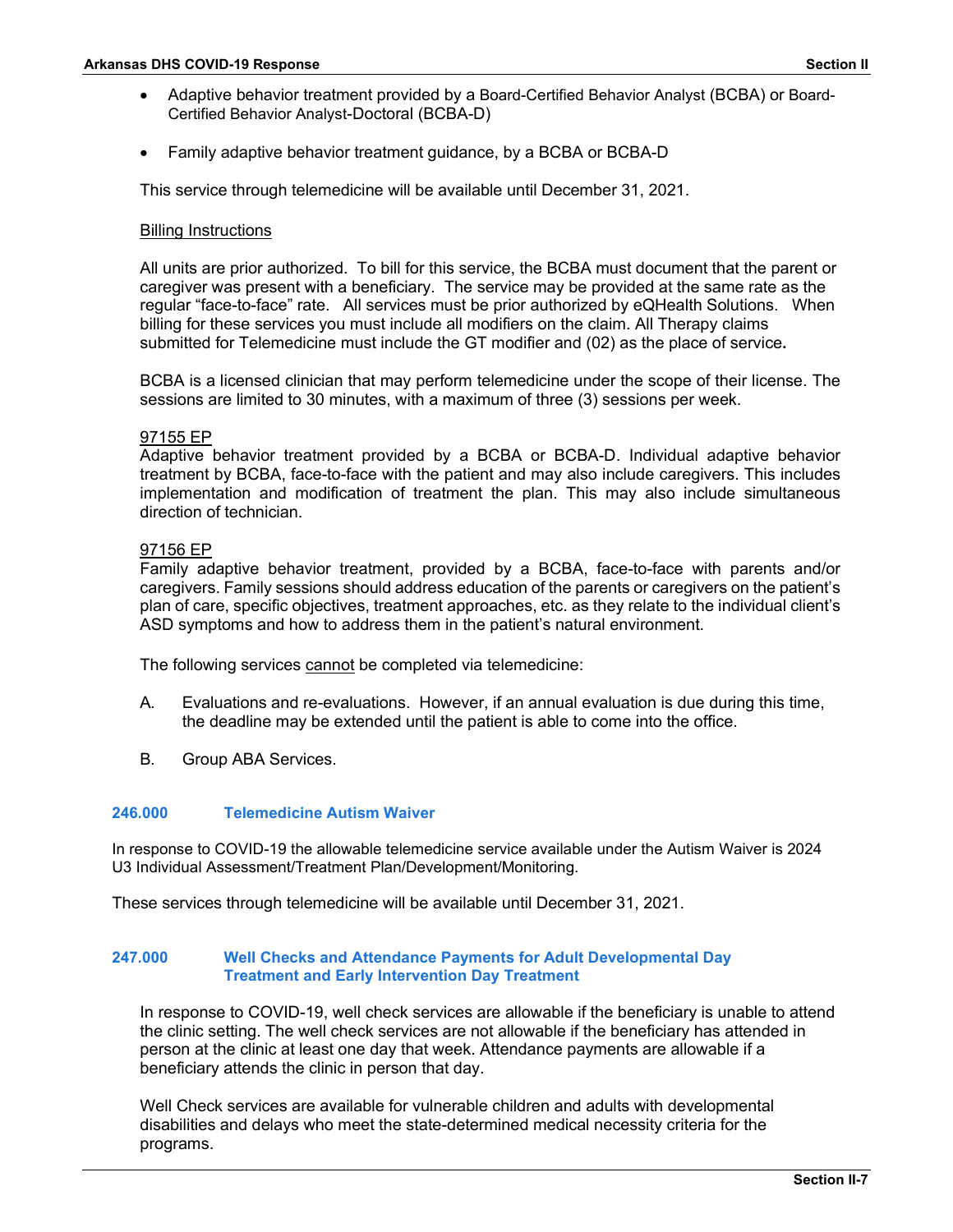- Adaptive behavior treatment provided by a Board-Certified Behavior Analyst (BCBA) or Board-Certified Behavior Analyst-Doctoral (BCBA-D)
- Family adaptive behavior treatment guidance, by a BCBA or BCBA-D

This service through telemedicine will be available until December 31, 2021.

Billing Instructions

All units are prior authorized. To bill for this service, the BCBA must document that the parent or caregiver was present with a beneficiary. The service may be provided at the same rate as the regular "face-to-face" rate. All services must be prior authorized by eQHealth Solutions. When billing for these services you must include all modifiers on the claim. All Therapy claims submitted for Telemedicine must include the GT modifier and (02) as the place of service**.**

BCBA is a licensed clinician that may perform telemedicine under the scope of their license. The sessions are limited to 30 minutes, with a maximum of three (3) sessions per week.

97155 EP
Adaptive behavior treatment provided by a BCBA or BCBA-D. Individual adaptive behavior treatment by BCBA, face-to-face with the patient and may also include caregivers. This includes implementation and modification of treatment the plan. This may also include simultaneous direction of technician.

97156 EP
Family adaptive behavior treatment, provided by a BCBA, face-to-face with parents and/or caregivers. Family sessions should address education of the parents or caregivers on the patient's plan of care, specific objectives, treatment approaches, etc. as they relate to the individual client's ASD symptoms and how to address them in the patient's natural environment.

The following services cannot be completed via telemedicine:

A. Evaluations and re-evaluations. However, if an annual evaluation is due during this time, the deadline may be extended until the patient is able to come into the office.

B. Group ABA Services.

### 246.000 Telemedicine Autism Waiver

In response to COVID-19 the allowable telemedicine service available under the Autism Waiver is 2024 U3 Individual Assessment/Treatment Plan/Development/Monitoring.

These services through telemedicine will be available until December 31, 2021.

### 247.000 Well Checks and Attendance Payments for Adult Developmental Day Treatment and Early Intervention Day Treatment

In response to COVID-19, well check services are allowable if the beneficiary is unable to attend the clinic setting. The well check services are not allowable if the beneficiary has attended in person at the clinic at least one day that week. Attendance payments are allowable if a beneficiary attends the clinic in person that day.

Well Check services are available for vulnerable children and adults with developmental disabilities and delays who meet the state-determined medical necessity criteria for the programs.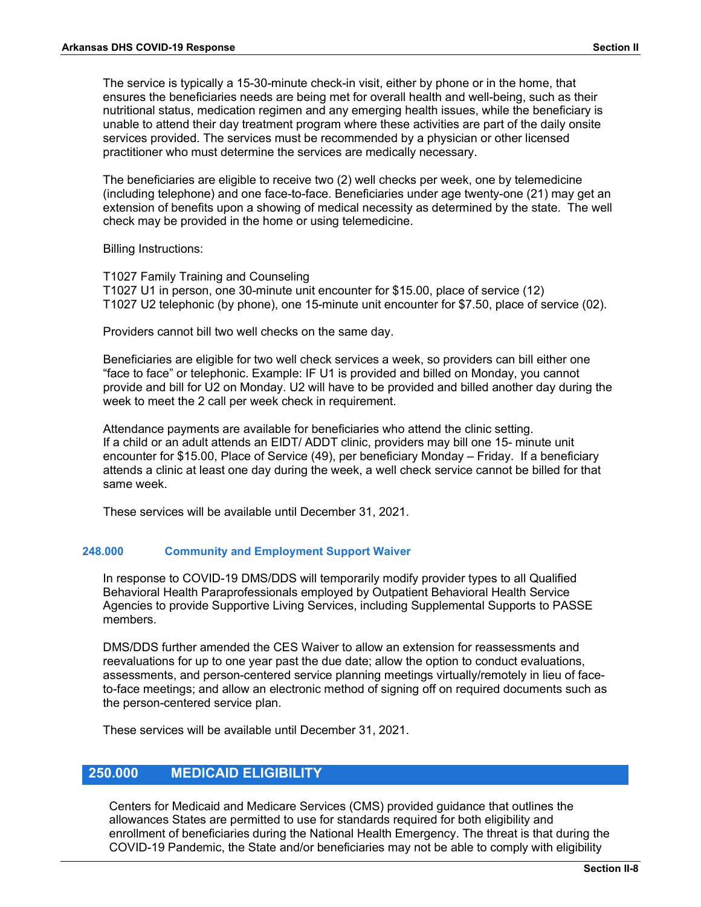The service is typically a 15-30-minute check-in visit, either by phone or in the home, that ensures the beneficiaries needs are being met for overall health and well-being, such as their nutritional status, medication regimen and any emerging health issues, while the beneficiary is unable to attend their day treatment program where these activities are part of the daily onsite services provided. The services must be recommended by a physician or other licensed practitioner who must determine the services are medically necessary.

The beneficiaries are eligible to receive two (2) well checks per week, one by telemedicine (including telephone) and one face-to-face. Beneficiaries under age twenty-one (21) may get an extension of benefits upon a showing of medical necessity as determined by the state. The well check may be provided in the home or using telemedicine.

Billing Instructions:

T1027 Family Training and Counseling
T1027 U1 in person, one 30-minute unit encounter for $15.00, place of service (12)
T1027 U2 telephonic (by phone), one 15-minute unit encounter for $7.50, place of service (02).

Providers cannot bill two well checks on the same day.

Beneficiaries are eligible for two well check services a week, so providers can bill either one "face to face" or telephonic. Example: IF U1 is provided and billed on Monday, you cannot provide and bill for U2 on Monday. U2 will have to be provided and billed another day during the week to meet the 2 call per week check in requirement.

Attendance payments are available for beneficiaries who attend the clinic setting.
If a child or an adult attends an EIDT/ ADDT clinic, providers may bill one 15- minute unit encounter for $15.00, Place of Service (49), per beneficiary Monday – Friday. If a beneficiary attends a clinic at least one day during the week, a well check service cannot be billed for that same week.

These services will be available until December 31, 2021.

### 248.000 Community and Employment Support Waiver

In response to COVID-19 DMS/DDS will temporarily modify provider types to all Qualified Behavioral Health Paraprofessionals employed by Outpatient Behavioral Health Service Agencies to provide Supportive Living Services, including Supplemental Supports to PASSE members.

DMS/DDS further amended the CES Waiver to allow an extension for reassessments and reevaluations for up to one year past the due date; allow the option to conduct evaluations, assessments, and person-centered service planning meetings virtually/remotely in lieu of face-to-face meetings; and allow an electronic method of signing off on required documents such as the person-centered service plan.

These services will be available until December 31, 2021.

## 250.000 MEDICAID ELIGIBILITY

Centers for Medicaid and Medicare Services (CMS) provided guidance that outlines the allowances States are permitted to use for standards required for both eligibility and enrollment of beneficiaries during the National Health Emergency. The threat is that during the COVID-19 Pandemic, the State and/or beneficiaries may not be able to comply with eligibility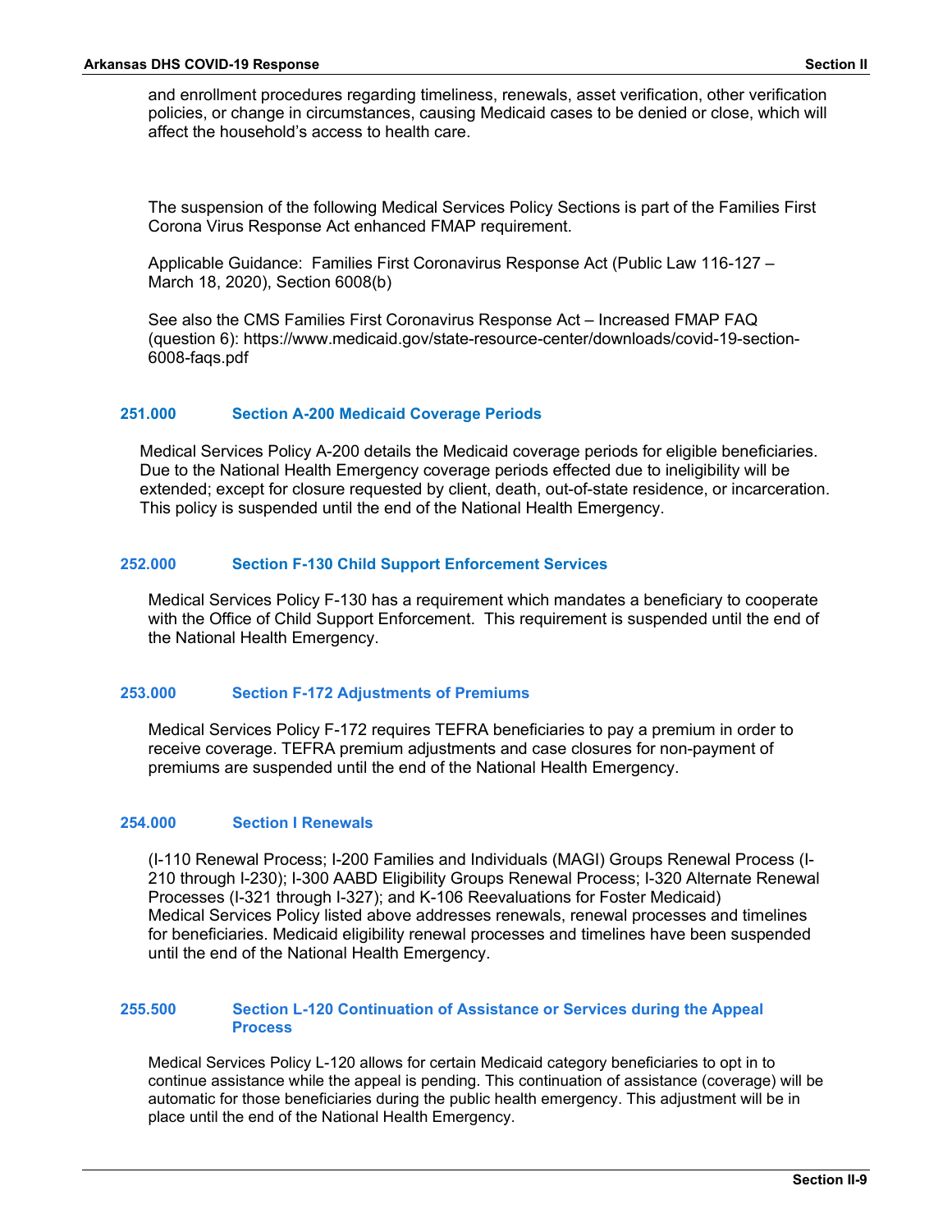and enrollment procedures regarding timeliness, renewals, asset verification, other verification policies, or change in circumstances, causing Medicaid cases to be denied or close, which will affect the household's access to health care.

The suspension of the following Medical Services Policy Sections is part of the Families First Corona Virus Response Act enhanced FMAP requirement.

Applicable Guidance: Families First Coronavirus Response Act (Public Law 116-127 – March 18, 2020), Section 6008(b)

See also the CMS Families First Coronavirus Response Act – Increased FMAP FAQ (question 6): https://www.medicaid.gov/state-resource-center/downloads/covid-19-section-6008-faqs.pdf

### 251.000 Section A-200 Medicaid Coverage Periods

Medical Services Policy A-200 details the Medicaid coverage periods for eligible beneficiaries. Due to the National Health Emergency coverage periods effected due to ineligibility will be extended; except for closure requested by client, death, out-of-state residence, or incarceration. This policy is suspended until the end of the National Health Emergency.

### 252.000 Section F-130 Child Support Enforcement Services

Medical Services Policy F-130 has a requirement which mandates a beneficiary to cooperate with the Office of Child Support Enforcement. This requirement is suspended until the end of the National Health Emergency.

### 253.000 Section F-172 Adjustments of Premiums

Medical Services Policy F-172 requires TEFRA beneficiaries to pay a premium in order to receive coverage. TEFRA premium adjustments and case closures for non-payment of premiums are suspended until the end of the National Health Emergency.

### 254.000 Section I Renewals

(I-110 Renewal Process; I-200 Families and Individuals (MAGI) Groups Renewal Process (I-210 through I-230); I-300 AABD Eligibility Groups Renewal Process; I-320 Alternate Renewal Processes (I-321 through I-327); and K-106 Reevaluations for Foster Medicaid) Medical Services Policy listed above addresses renewals, renewal processes and timelines for beneficiaries. Medicaid eligibility renewal processes and timelines have been suspended until the end of the National Health Emergency.

### 255.500 Section L-120 Continuation of Assistance or Services during the Appeal Process

Medical Services Policy L-120 allows for certain Medicaid category beneficiaries to opt in to continue assistance while the appeal is pending. This continuation of assistance (coverage) will be automatic for those beneficiaries during the public health emergency. This adjustment will be in place until the end of the National Health Emergency.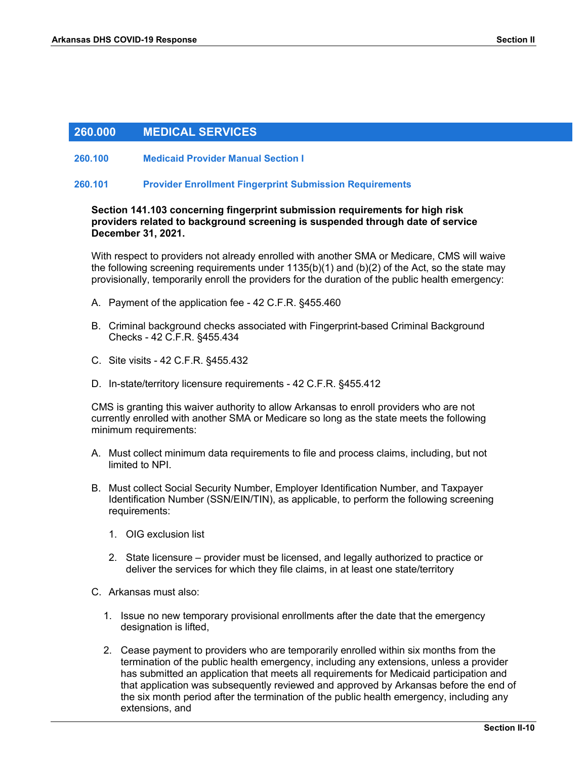## 260.000 MEDICAL SERVICES

### 260.100 Medicaid Provider Manual Section I

### 260.101 Provider Enrollment Fingerprint Submission Requirements

**Section 141.103 concerning fingerprint submission requirements for high risk providers related to background screening is suspended through date of service December 31, 2021.**

With respect to providers not already enrolled with another SMA or Medicare, CMS will waive the following screening requirements under 1135(b)(1) and (b)(2) of the Act, so the state may provisionally, temporarily enroll the providers for the duration of the public health emergency:

A. Payment of the application fee - 42 C.F.R. §455.460

B. Criminal background checks associated with Fingerprint-based Criminal Background Checks - 42 C.F.R. §455.434

C. Site visits - 42 C.F.R. §455.432

D. In-state/territory licensure requirements - 42 C.F.R. §455.412

CMS is granting this waiver authority to allow Arkansas to enroll providers who are not currently enrolled with another SMA or Medicare so long as the state meets the following minimum requirements:

A. Must collect minimum data requirements to file and process claims, including, but not limited to NPI.

B. Must collect Social Security Number, Employer Identification Number, and Taxpayer Identification Number (SSN/EIN/TIN), as applicable, to perform the following screening requirements:

   1. OIG exclusion list

   2. State licensure – provider must be licensed, and legally authorized to practice or deliver the services for which they file claims, in at least one state/territory

C. Arkansas must also:

   1. Issue no new temporary provisional enrollments after the date that the emergency designation is lifted,

   2. Cease payment to providers who are temporarily enrolled within six months from the termination of the public health emergency, including any extensions, unless a provider has submitted an application that meets all requirements for Medicaid participation and that application was subsequently reviewed and approved by Arkansas before the end of the six month period after the termination of the public health emergency, including any extensions, and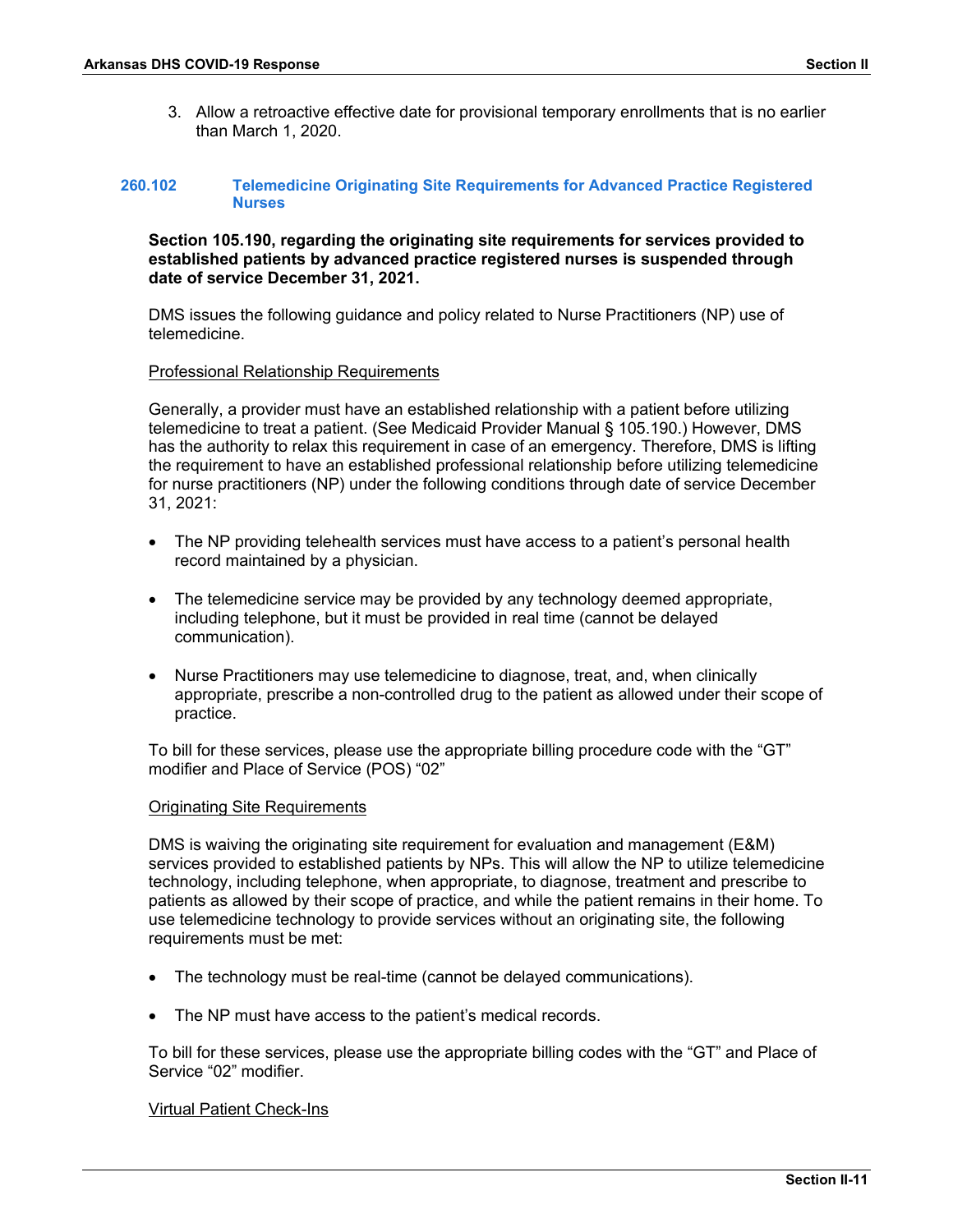3. Allow a retroactive effective date for provisional temporary enrollments that is no earlier than March 1, 2020.

### 260.102 Telemedicine Originating Site Requirements for Advanced Practice Registered Nurses

**Section 105.190, regarding the originating site requirements for services provided to established patients by advanced practice registered nurses is suspended through date of service December 31, 2021.**

DMS issues the following guidance and policy related to Nurse Practitioners (NP) use of telemedicine.

Professional Relationship Requirements

Generally, a provider must have an established relationship with a patient before utilizing telemedicine to treat a patient. (See Medicaid Provider Manual § 105.190.) However, DMS has the authority to relax this requirement in case of an emergency. Therefore, DMS is lifting the requirement to have an established professional relationship before utilizing telemedicine for nurse practitioners (NP) under the following conditions through date of service December 31, 2021:

- The NP providing telehealth services must have access to a patient's personal health record maintained by a physician.
- The telemedicine service may be provided by any technology deemed appropriate, including telephone, but it must be provided in real time (cannot be delayed communication).
- Nurse Practitioners may use telemedicine to diagnose, treat, and, when clinically appropriate, prescribe a non-controlled drug to the patient as allowed under their scope of practice.

To bill for these services, please use the appropriate billing procedure code with the "GT" modifier and Place of Service (POS) "02"

Originating Site Requirements

DMS is waiving the originating site requirement for evaluation and management (E&M) services provided to established patients by NPs. This will allow the NP to utilize telemedicine technology, including telephone, when appropriate, to diagnose, treatment and prescribe to patients as allowed by their scope of practice, and while the patient remains in their home. To use telemedicine technology to provide services without an originating site, the following requirements must be met:

- The technology must be real-time (cannot be delayed communications).
- The NP must have access to the patient's medical records.

To bill for these services, please use the appropriate billing codes with the "GT" and Place of Service "02" modifier.

Virtual Patient Check-Ins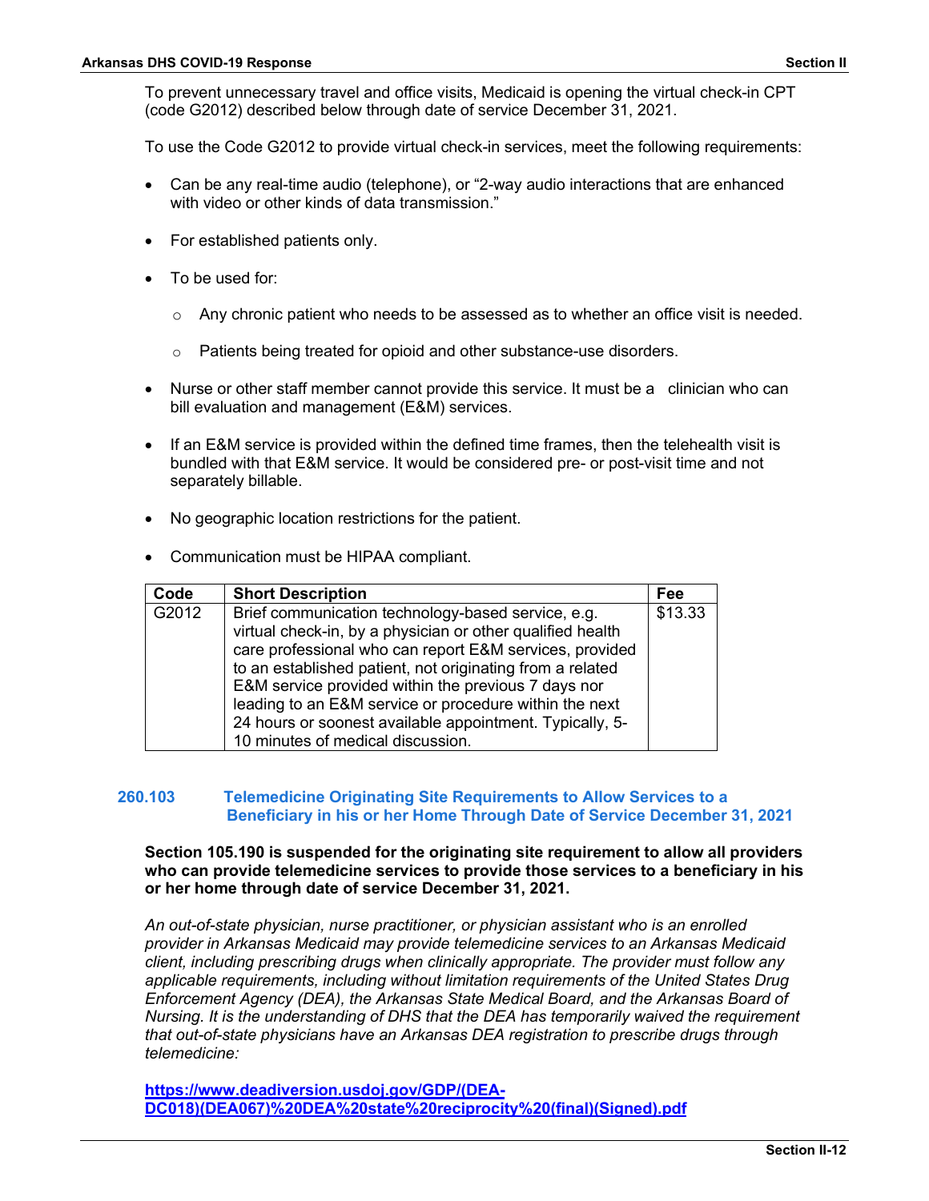To prevent unnecessary travel and office visits, Medicaid is opening the virtual check-in CPT (code G2012) described below through date of service December 31, 2021.

To use the Code G2012 to provide virtual check-in services, meet the following requirements:

- Can be any real-time audio (telephone), or "2-way audio interactions that are enhanced with video or other kinds of data transmission."
- For established patients only.
- To be used for:
  - Any chronic patient who needs to be assessed as to whether an office visit is needed.
  - Patients being treated for opioid and other substance-use disorders.
- Nurse or other staff member cannot provide this service. It must be a clinician who can bill evaluation and management (E&M) services.
- If an E&M service is provided within the defined time frames, then the telehealth visit is bundled with that E&M service. It would be considered pre- or post-visit time and not separately billable.
- No geographic location restrictions for the patient.
- Communication must be HIPAA compliant.

| Code | Short Description | Fee |
|---|---|---|
| G2012 | Brief communication technology-based service, e.g. virtual check-in, by a physician or other qualified health care professional who can report E&M services, provided to an established patient, not originating from a related E&M service provided within the previous 7 days nor leading to an E&M service or procedure within the next 24 hours or soonest available appointment. Typically, 5-10 minutes of medical discussion. | $13.33 |

## 260.103 Telemedicine Originating Site Requirements to Allow Services to a Beneficiary in his or her Home Through Date of Service December 31, 2021

**Section 105.190 is suspended for the originating site requirement to allow all providers who can provide telemedicine services to provide those services to a beneficiary in his or her home through date of service December 31, 2021.**

*An out-of-state physician, nurse practitioner, or physician assistant who is an enrolled provider in Arkansas Medicaid may provide telemedicine services to an Arkansas Medicaid client, including prescribing drugs when clinically appropriate. The provider must follow any applicable requirements, including without limitation requirements of the United States Drug Enforcement Agency (DEA), the Arkansas State Medical Board, and the Arkansas Board of Nursing. It is the understanding of DHS that the DEA has temporarily waived the requirement that out-of-state physicians have an Arkansas DEA registration to prescribe drugs through telemedicine:*

https://www.deadiversion.usdoj.gov/GDP/(DEA-DC018)(DEA067)%20DEA%20state%20reciprocity%20(final)(Signed).pdf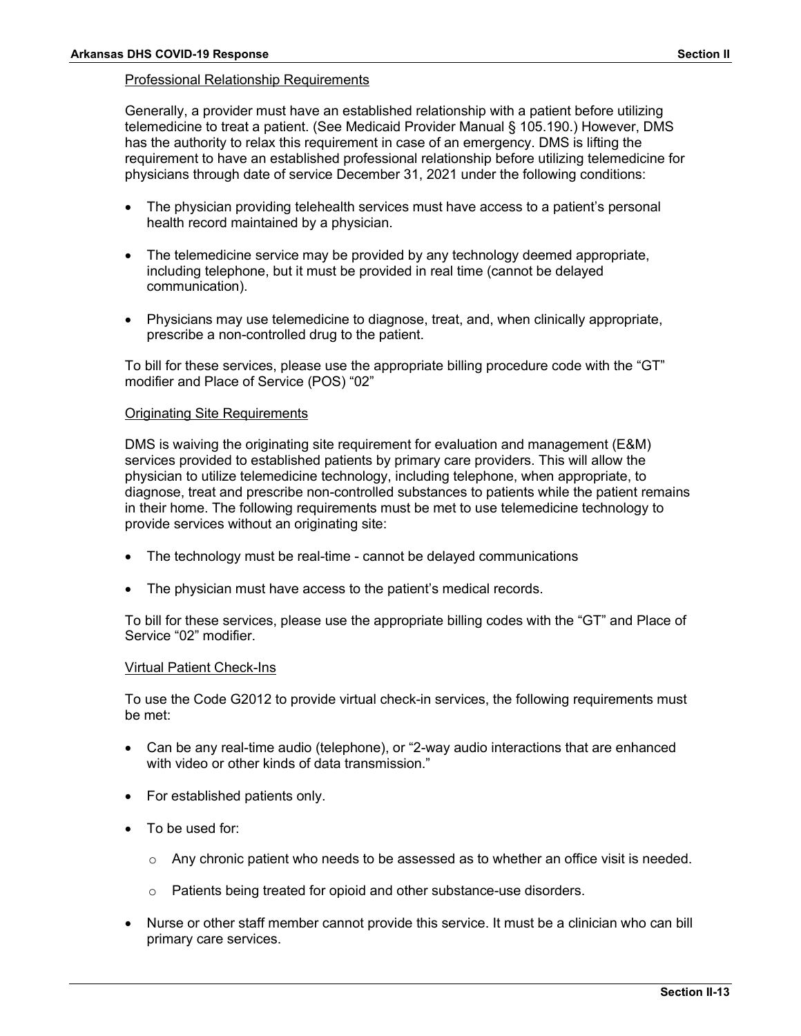### Professional Relationship Requirements

Generally, a provider must have an established relationship with a patient before utilizing telemedicine to treat a patient. (See Medicaid Provider Manual § 105.190.) However, DMS has the authority to relax this requirement in case of an emergency. DMS is lifting the requirement to have an established professional relationship before utilizing telemedicine for physicians through date of service December 31, 2021 under the following conditions:

- The physician providing telehealth services must have access to a patient's personal health record maintained by a physician.
- The telemedicine service may be provided by any technology deemed appropriate, including telephone, but it must be provided in real time (cannot be delayed communication).
- Physicians may use telemedicine to diagnose, treat, and, when clinically appropriate, prescribe a non-controlled drug to the patient.

To bill for these services, please use the appropriate billing procedure code with the "GT" modifier and Place of Service (POS) "02"

### Originating Site Requirements

DMS is waiving the originating site requirement for evaluation and management (E&M) services provided to established patients by primary care providers. This will allow the physician to utilize telemedicine technology, including telephone, when appropriate, to diagnose, treat and prescribe non-controlled substances to patients while the patient remains in their home. The following requirements must be met to use telemedicine technology to provide services without an originating site:

- The technology must be real-time - cannot be delayed communications
- The physician must have access to the patient's medical records.

To bill for these services, please use the appropriate billing codes with the "GT" and Place of Service "02" modifier.

### Virtual Patient Check-Ins

To use the Code G2012 to provide virtual check-in services, the following requirements must be met:

- Can be any real-time audio (telephone), or "2-way audio interactions that are enhanced with video or other kinds of data transmission."
- For established patients only.
- To be used for:
  - Any chronic patient who needs to be assessed as to whether an office visit is needed.
  - Patients being treated for opioid and other substance-use disorders.
- Nurse or other staff member cannot provide this service. It must be a clinician who can bill primary care services.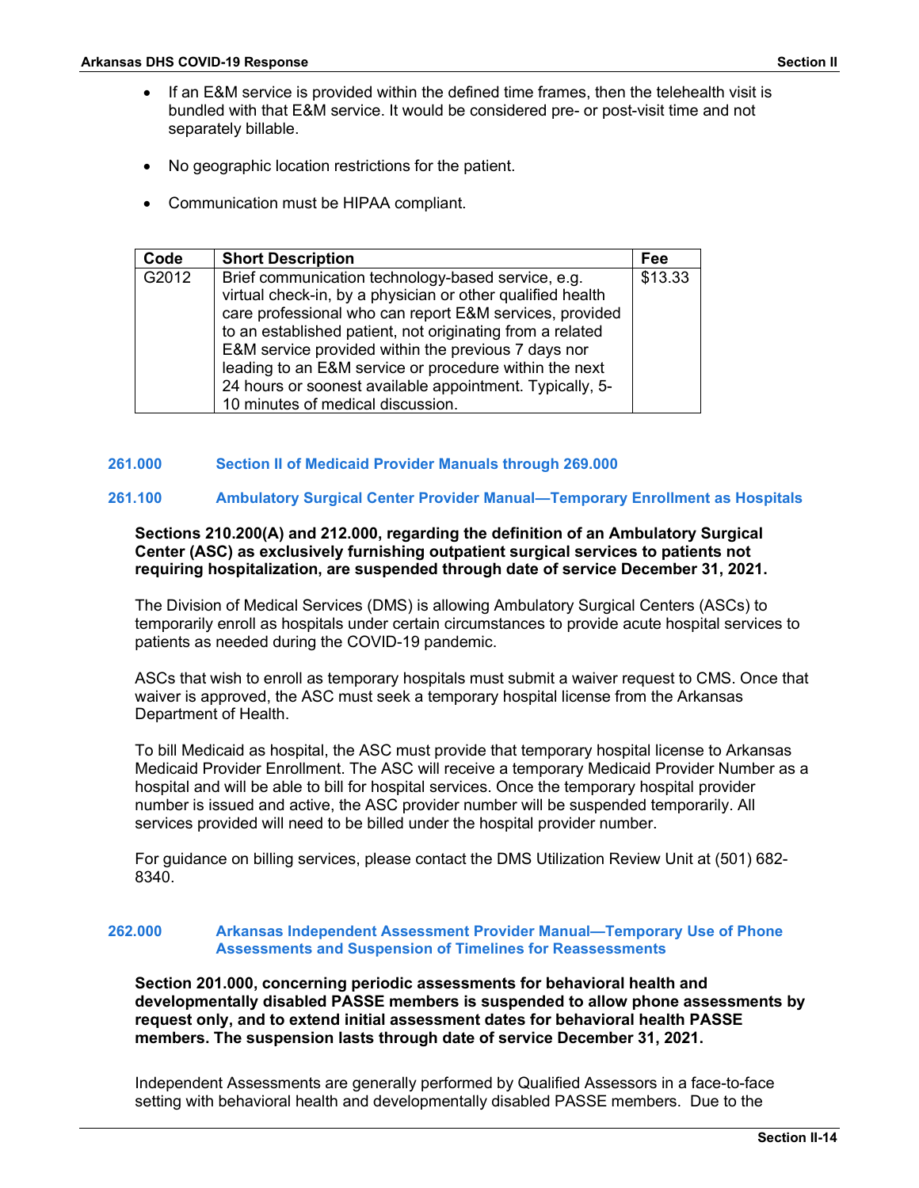- If an E&M service is provided within the defined time frames, then the telehealth visit is bundled with that E&M service. It would be considered pre- or post-visit time and not separately billable.

- No geographic location restrictions for the patient.

- Communication must be HIPAA compliant.

| Code | Short Description | Fee |
|---|---|---|
| G2012 | Brief communication technology-based service, e.g. virtual check-in, by a physician or other qualified health care professional who can report E&M services, provided to an established patient, not originating from a related E&M service provided within the previous 7 days nor leading to an E&M service or procedure within the next 24 hours or soonest available appointment. Typically, 5-10 minutes of medical discussion. | $13.33 |

### 261.000 Section II of Medicaid Provider Manuals through 269.000

### 261.100 Ambulatory Surgical Center Provider Manual—Temporary Enrollment as Hospitals

**Sections 210.200(A) and 212.000, regarding the definition of an Ambulatory Surgical Center (ASC) as exclusively furnishing outpatient surgical services to patients not requiring hospitalization, are suspended through date of service December 31, 2021.**

The Division of Medical Services (DMS) is allowing Ambulatory Surgical Centers (ASCs) to temporarily enroll as hospitals under certain circumstances to provide acute hospital services to patients as needed during the COVID-19 pandemic.

ASCs that wish to enroll as temporary hospitals must submit a waiver request to CMS. Once that waiver is approved, the ASC must seek a temporary hospital license from the Arkansas Department of Health.

To bill Medicaid as hospital, the ASC must provide that temporary hospital license to Arkansas Medicaid Provider Enrollment. The ASC will receive a temporary Medicaid Provider Number as a hospital and will be able to bill for hospital services. Once the temporary hospital provider number is issued and active, the ASC provider number will be suspended temporarily. All services provided will need to be billed under the hospital provider number.

For guidance on billing services, please contact the DMS Utilization Review Unit at (501) 682-8340.

### 262.000 Arkansas Independent Assessment Provider Manual—Temporary Use of Phone Assessments and Suspension of Timelines for Reassessments

**Section 201.000, concerning periodic assessments for behavioral health and developmentally disabled PASSE members is suspended to allow phone assessments by request only, and to extend initial assessment dates for behavioral health PASSE members. The suspension lasts through date of service December 31, 2021.**

Independent Assessments are generally performed by Qualified Assessors in a face-to-face setting with behavioral health and developmentally disabled PASSE members. Due to the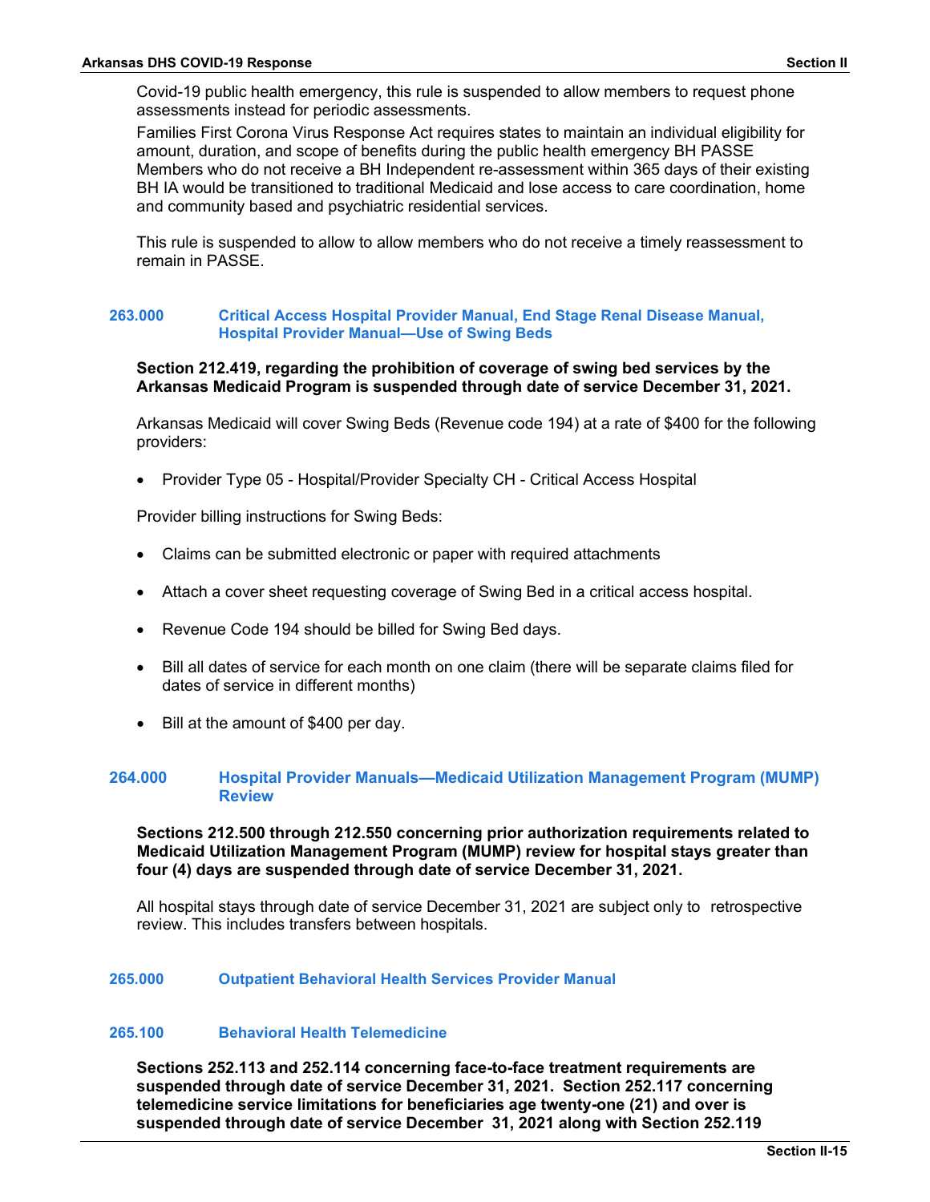Covid-19 public health emergency, this rule is suspended to allow members to request phone assessments instead for periodic assessments.

Families First Corona Virus Response Act requires states to maintain an individual eligibility for amount, duration, and scope of benefits during the public health emergency BH PASSE Members who do not receive a BH Independent re-assessment within 365 days of their existing BH IA would be transitioned to traditional Medicaid and lose access to care coordination, home and community based and psychiatric residential services.

This rule is suspended to allow to allow members who do not receive a timely reassessment to remain in PASSE.

## 263.000 Critical Access Hospital Provider Manual, End Stage Renal Disease Manual, Hospital Provider Manual—Use of Swing Beds

**Section 212.419, regarding the prohibition of coverage of swing bed services by the Arkansas Medicaid Program is suspended through date of service December 31, 2021.**

Arkansas Medicaid will cover Swing Beds (Revenue code 194) at a rate of $400 for the following providers:

- Provider Type 05 - Hospital/Provider Specialty CH - Critical Access Hospital

Provider billing instructions for Swing Beds:

- Claims can be submitted electronic or paper with required attachments
- Attach a cover sheet requesting coverage of Swing Bed in a critical access hospital.
- Revenue Code 194 should be billed for Swing Bed days.
- Bill all dates of service for each month on one claim (there will be separate claims filed for dates of service in different months)
- Bill at the amount of $400 per day.

## 264.000 Hospital Provider Manuals—Medicaid Utilization Management Program (MUMP) Review

**Sections 212.500 through 212.550 concerning prior authorization requirements related to Medicaid Utilization Management Program (MUMP) review for hospital stays greater than four (4) days are suspended through date of service December 31, 2021.**

All hospital stays through date of service December 31, 2021 are subject only to retrospective review. This includes transfers between hospitals.

## 265.000 Outpatient Behavioral Health Services Provider Manual

## 265.100 Behavioral Health Telemedicine

**Sections 252.113 and 252.114 concerning face-to-face treatment requirements are suspended through date of service December 31, 2021. Section 252.117 concerning telemedicine service limitations for beneficiaries age twenty-one (21) and over is suspended through date of service December 31, 2021 along with Section 252.119**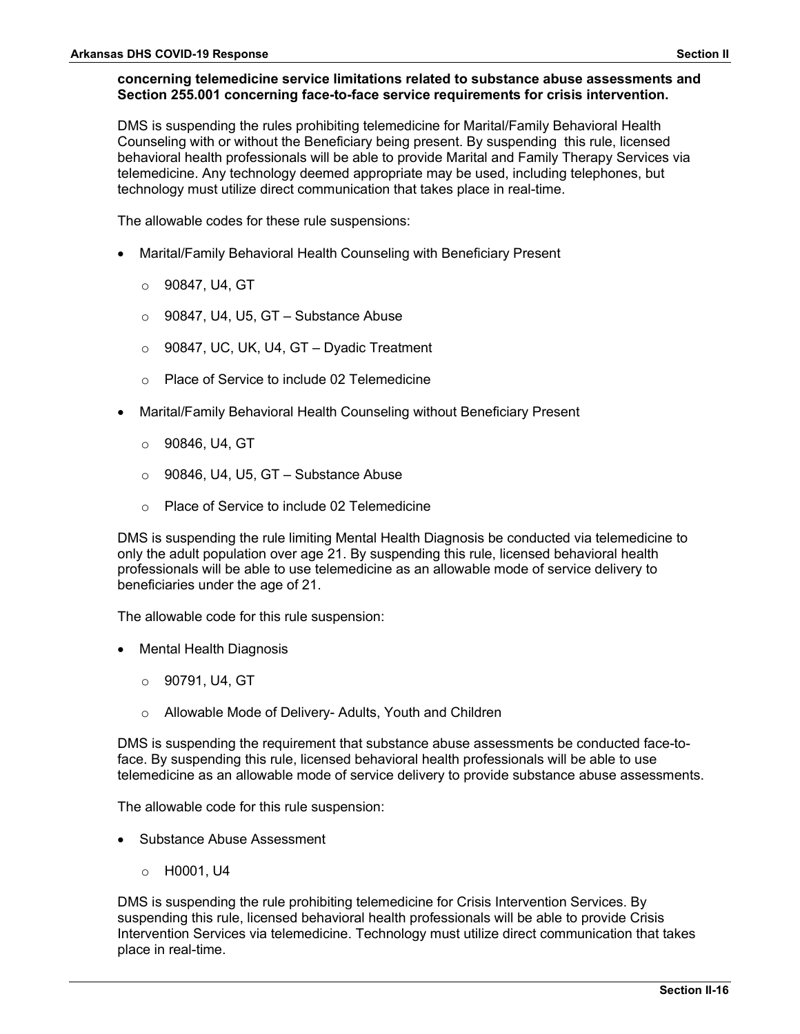**concerning telemedicine service limitations related to substance abuse assessments and Section 255.001 concerning face-to-face service requirements for crisis intervention.**

DMS is suspending the rules prohibiting telemedicine for Marital/Family Behavioral Health Counseling with or without the Beneficiary being present. By suspending this rule, licensed behavioral health professionals will be able to provide Marital and Family Therapy Services via telemedicine. Any technology deemed appropriate may be used, including telephones, but technology must utilize direct communication that takes place in real-time.

The allowable codes for these rule suspensions:

- Marital/Family Behavioral Health Counseling with Beneficiary Present
  - 90847, U4, GT
  - 90847, U4, U5, GT – Substance Abuse
  - 90847, UC, UK, U4, GT – Dyadic Treatment
  - Place of Service to include 02 Telemedicine
- Marital/Family Behavioral Health Counseling without Beneficiary Present
  - 90846, U4, GT
  - 90846, U4, U5, GT – Substance Abuse
  - Place of Service to include 02 Telemedicine

DMS is suspending the rule limiting Mental Health Diagnosis be conducted via telemedicine to only the adult population over age 21. By suspending this rule, licensed behavioral health professionals will be able to use telemedicine as an allowable mode of service delivery to beneficiaries under the age of 21.

The allowable code for this rule suspension:

- Mental Health Diagnosis
  - 90791, U4, GT
  - Allowable Mode of Delivery- Adults, Youth and Children

DMS is suspending the requirement that substance abuse assessments be conducted face-to-face. By suspending this rule, licensed behavioral health professionals will be able to use telemedicine as an allowable mode of service delivery to provide substance abuse assessments.

The allowable code for this rule suspension:

- Substance Abuse Assessment
  - H0001, U4

DMS is suspending the rule prohibiting telemedicine for Crisis Intervention Services. By suspending this rule, licensed behavioral health professionals will be able to provide Crisis Intervention Services via telemedicine. Technology must utilize direct communication that takes place in real-time.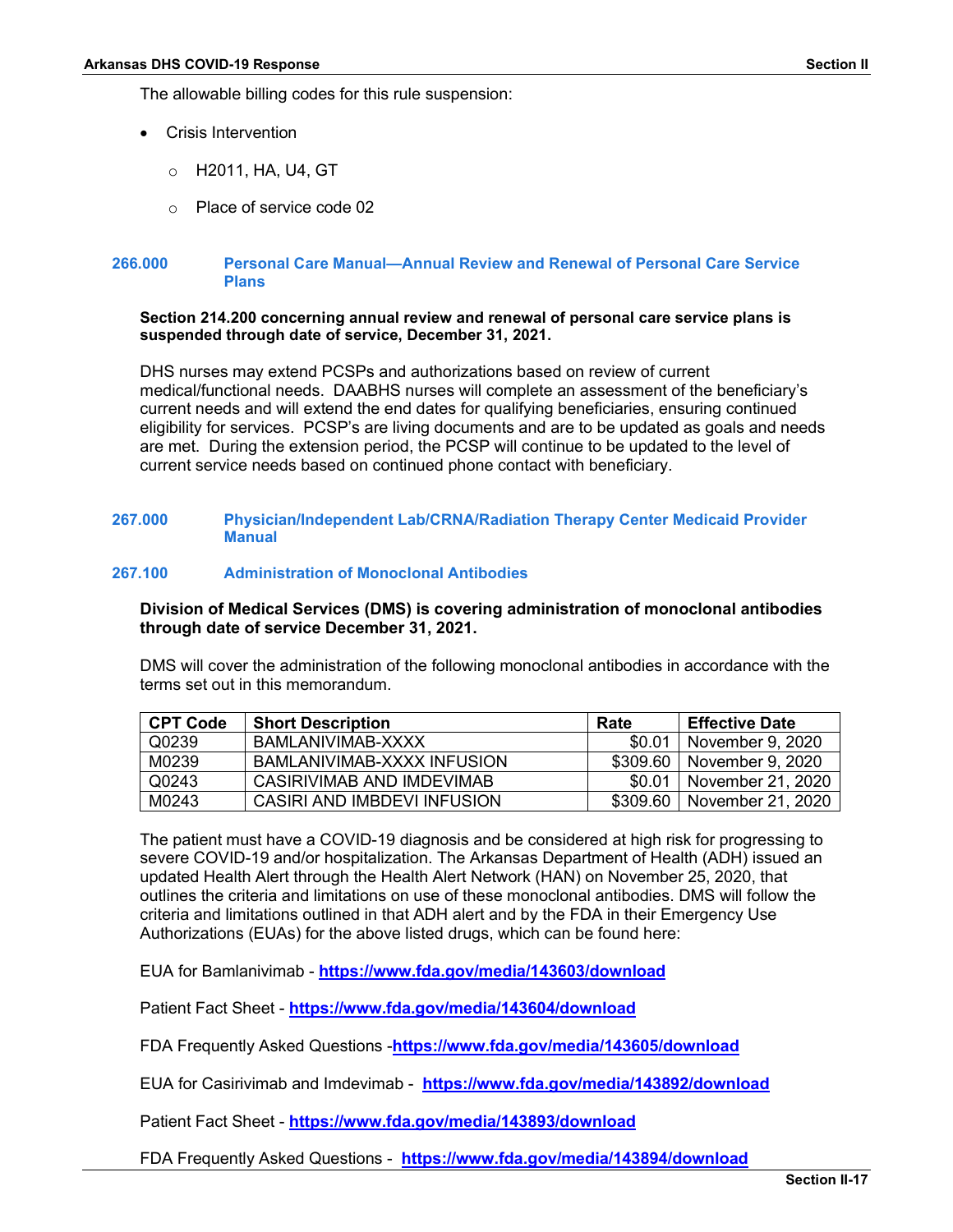The allowable billing codes for this rule suspension:

- Crisis Intervention
  - H2011, HA, U4, GT
  - Place of service code 02

## 266.000 Personal Care Manual—Annual Review and Renewal of Personal Care Service Plans

**Section 214.200 concerning annual review and renewal of personal care service plans is suspended through date of service, December 31, 2021.**

DHS nurses may extend PCSPs and authorizations based on review of current medical/functional needs. DAABHS nurses will complete an assessment of the beneficiary's current needs and will extend the end dates for qualifying beneficiaries, ensuring continued eligibility for services. PCSP's are living documents and are to be updated as goals and needs are met. During the extension period, the PCSP will continue to be updated to the level of current service needs based on continued phone contact with beneficiary.

## 267.000 Physician/Independent Lab/CRNA/Radiation Therapy Center Medicaid Provider Manual

### 267.100 Administration of Monoclonal Antibodies

**Division of Medical Services (DMS) is covering administration of monoclonal antibodies through date of service December 31, 2021.**

DMS will cover the administration of the following monoclonal antibodies in accordance with the terms set out in this memorandum.

| CPT Code | Short Description | Rate | Effective Date |
|---|---|---|---|
| Q0239 | BAMLANIVIMAB-XXXX | $0.01 | November 9, 2020 |
| M0239 | BAMLANIVIMAB-XXXX INFUSION | $309.60 | November 9, 2020 |
| Q0243 | CASIRIVIMAB AND IMDEVIMAB | $0.01 | November 21, 2020 |
| M0243 | CASIRI AND IMBDEVI INFUSION | $309.60 | November 21, 2020 |

The patient must have a COVID-19 diagnosis and be considered at high risk for progressing to severe COVID-19 and/or hospitalization. The Arkansas Department of Health (ADH) issued an updated Health Alert through the Health Alert Network (HAN) on November 25, 2020, that outlines the criteria and limitations on use of these monoclonal antibodies. DMS will follow the criteria and limitations outlined in that ADH alert and by the FDA in their Emergency Use Authorizations (EUAs) for the above listed drugs, which can be found here:

EUA for Bamlanivimab - **https://www.fda.gov/media/143603/download**

Patient Fact Sheet - **https://www.fda.gov/media/143604/download**

FDA Frequently Asked Questions -**https://www.fda.gov/media/143605/download**

EUA for Casirivimab and Imdevimab - **https://www.fda.gov/media/143892/download**

Patient Fact Sheet - **https://www.fda.gov/media/143893/download**

FDA Frequently Asked Questions - **https://www.fda.gov/media/143894/download**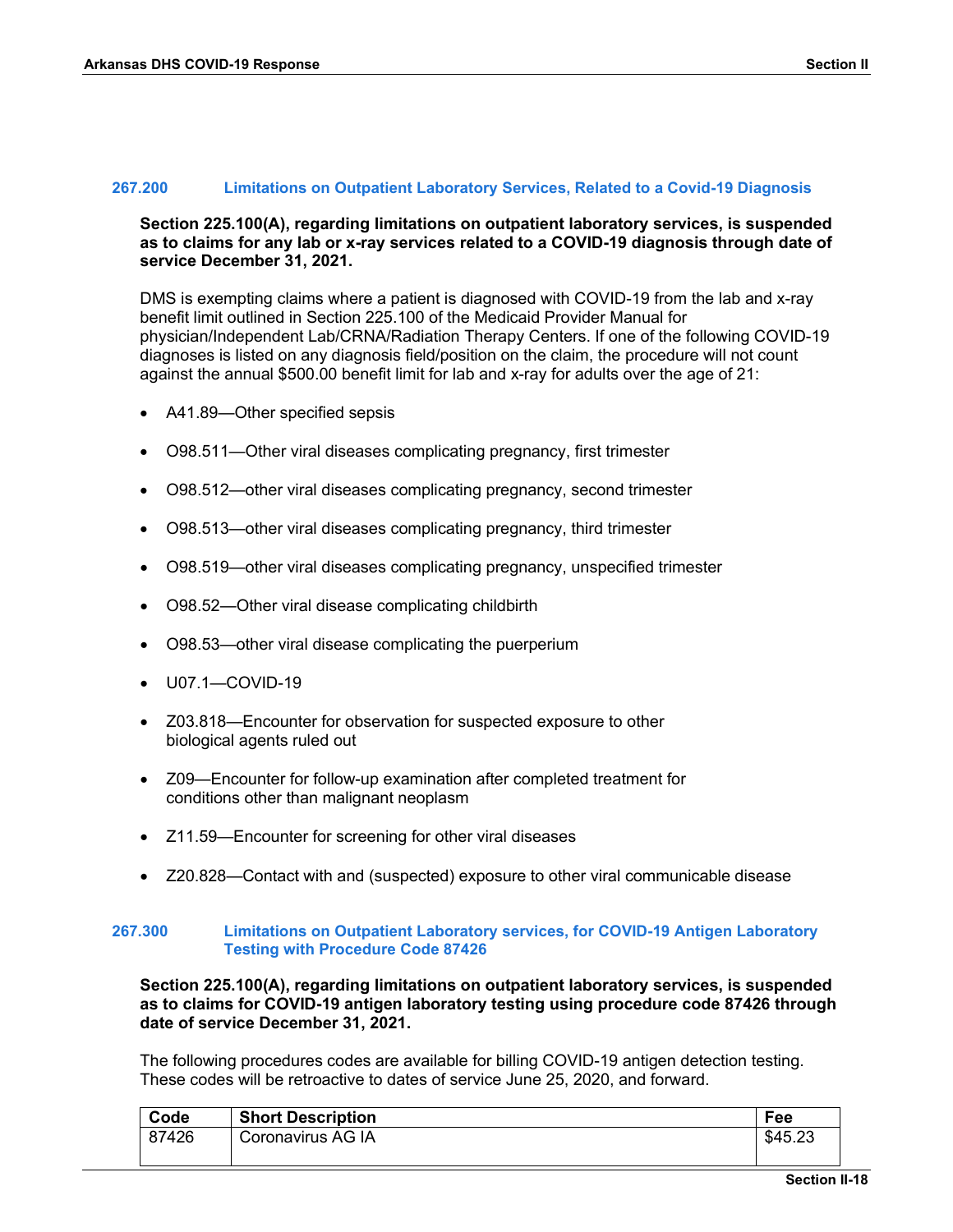### 267.200 Limitations on Outpatient Laboratory Services, Related to a Covid-19 Diagnosis

**Section 225.100(A), regarding limitations on outpatient laboratory services, is suspended as to claims for any lab or x-ray services related to a COVID-19 diagnosis through date of service December 31, 2021.**

DMS is exempting claims where a patient is diagnosed with COVID-19 from the lab and x-ray benefit limit outlined in Section 225.100 of the Medicaid Provider Manual for physician/Independent Lab/CRNA/Radiation Therapy Centers. If one of the following COVID-19 diagnoses is listed on any diagnosis field/position on the claim, the procedure will not count against the annual $500.00 benefit limit for lab and x-ray for adults over the age of 21:

- A41.89—Other specified sepsis
- O98.511—Other viral diseases complicating pregnancy, first trimester
- O98.512—other viral diseases complicating pregnancy, second trimester
- O98.513—other viral diseases complicating pregnancy, third trimester
- O98.519—other viral diseases complicating pregnancy, unspecified trimester
- O98.52—Other viral disease complicating childbirth
- O98.53—other viral disease complicating the puerperium
- U07.1—COVID-19
- Z03.818—Encounter for observation for suspected exposure to other biological agents ruled out
- Z09—Encounter for follow-up examination after completed treatment for conditions other than malignant neoplasm
- Z11.59—Encounter for screening for other viral diseases
- Z20.828—Contact with and (suspected) exposure to other viral communicable disease

### 267.300 Limitations on Outpatient Laboratory services, for COVID-19 Antigen Laboratory Testing with Procedure Code 87426

**Section 225.100(A), regarding limitations on outpatient laboratory services, is suspended as to claims for COVID-19 antigen laboratory testing using procedure code 87426 through date of service December 31, 2021.**

The following procedures codes are available for billing COVID-19 antigen detection testing. These codes will be retroactive to dates of service June 25, 2020, and forward.

| Code | Short Description | Fee |
|---|---|---|
| 87426 | Coronavirus AG IA | $45.23 |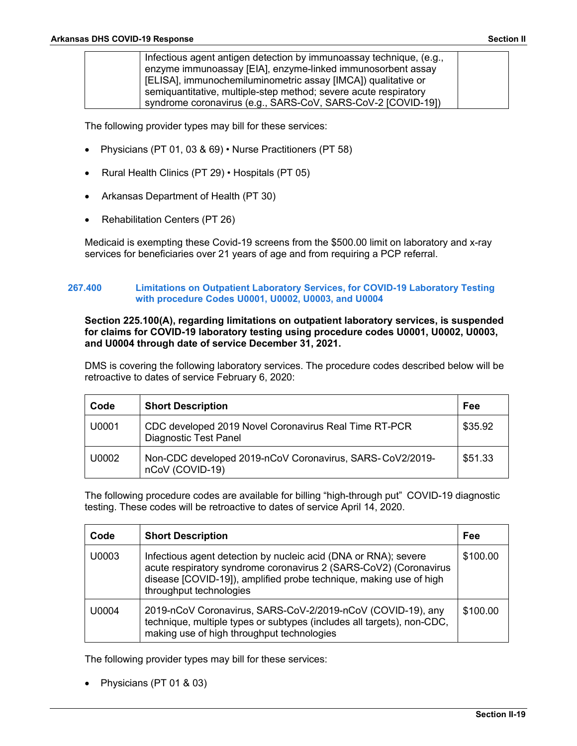|  | Infectious agent antigen detection by immunoassay technique, (e.g., enzyme immunoassay [EIA], enzyme-linked immunosorbent assay [ELISA], immunochemiluminometric assay [IMCA]) qualitative or semiquantitative, multiple-step method; severe acute respiratory syndrome coronavirus (e.g., SARS-CoV, SARS-CoV-2 [COVID-19]) |  |
|---|---|---|

The following provider types may bill for these services:

- Physicians (PT 01, 03 & 69) • Nurse Practitioners (PT 58)
- Rural Health Clinics (PT 29) • Hospitals (PT 05)
- Arkansas Department of Health (PT 30)
- Rehabilitation Centers (PT 26)

Medicaid is exempting these Covid-19 screens from the $500.00 limit on laboratory and x-ray services for beneficiaries over 21 years of age and from requiring a PCP referral.

### 267.400 Limitations on Outpatient Laboratory Services, for COVID-19 Laboratory Testing with procedure Codes U0001, U0002, U0003, and U0004

**Section 225.100(A), regarding limitations on outpatient laboratory services, is suspended for claims for COVID-19 laboratory testing using procedure codes U0001, U0002, U0003, and U0004 through date of service December 31, 2021.**

DMS is covering the following laboratory services. The procedure codes described below will be retroactive to dates of service February 6, 2020:

| Code | Short Description | Fee |
|---|---|---|
| U0001 | CDC developed 2019 Novel Coronavirus Real Time RT-PCR Diagnostic Test Panel | $35.92 |
| U0002 | Non-CDC developed 2019-nCoV Coronavirus, SARS- CoV2/2019-nCoV (COVID-19) | $51.33 |

The following procedure codes are available for billing “high-through put” COVID-19 diagnostic testing. These codes will be retroactive to dates of service April 14, 2020.

| Code | Short Description | Fee |
|---|---|---|
| U0003 | Infectious agent detection by nucleic acid (DNA or RNA); severe acute respiratory syndrome coronavirus 2 (SARS-CoV2) (Coronavirus disease [COVID-19]), amplified probe technique, making use of high throughput technologies | $100.00 |
| U0004 | 2019-nCoV Coronavirus, SARS-CoV-2/2019-nCoV (COVID-19), any technique, multiple types or subtypes (includes all targets), non-CDC, making use of high throughput technologies | $100.00 |

The following provider types may bill for these services:

- Physicians (PT 01 & 03)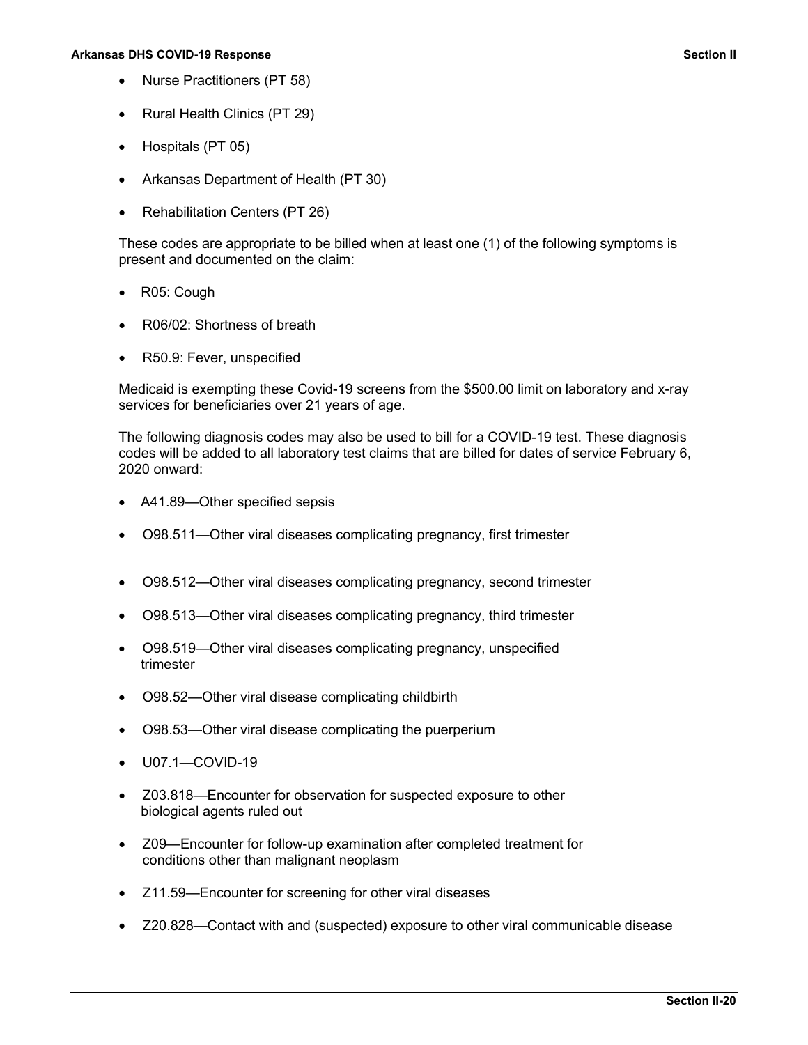- Nurse Practitioners (PT 58)
- Rural Health Clinics (PT 29)
- Hospitals (PT 05)
- Arkansas Department of Health (PT 30)
- Rehabilitation Centers (PT 26)

These codes are appropriate to be billed when at least one (1) of the following symptoms is present and documented on the claim:

- R05: Cough
- R06/02: Shortness of breath
- R50.9: Fever, unspecified

Medicaid is exempting these Covid-19 screens from the $500.00 limit on laboratory and x-ray services for beneficiaries over 21 years of age.

The following diagnosis codes may also be used to bill for a COVID-19 test. These diagnosis codes will be added to all laboratory test claims that are billed for dates of service February 6, 2020 onward:

- A41.89—Other specified sepsis
- O98.511—Other viral diseases complicating pregnancy, first trimester
- O98.512—Other viral diseases complicating pregnancy, second trimester
- O98.513—Other viral diseases complicating pregnancy, third trimester
- O98.519—Other viral diseases complicating pregnancy, unspecified trimester
- O98.52—Other viral disease complicating childbirth
- O98.53—Other viral disease complicating the puerperium
- U07.1—COVID-19
- Z03.818—Encounter for observation for suspected exposure to other biological agents ruled out
- Z09—Encounter for follow-up examination after completed treatment for conditions other than malignant neoplasm
- Z11.59—Encounter for screening for other viral diseases
- Z20.828—Contact with and (suspected) exposure to other viral communicable disease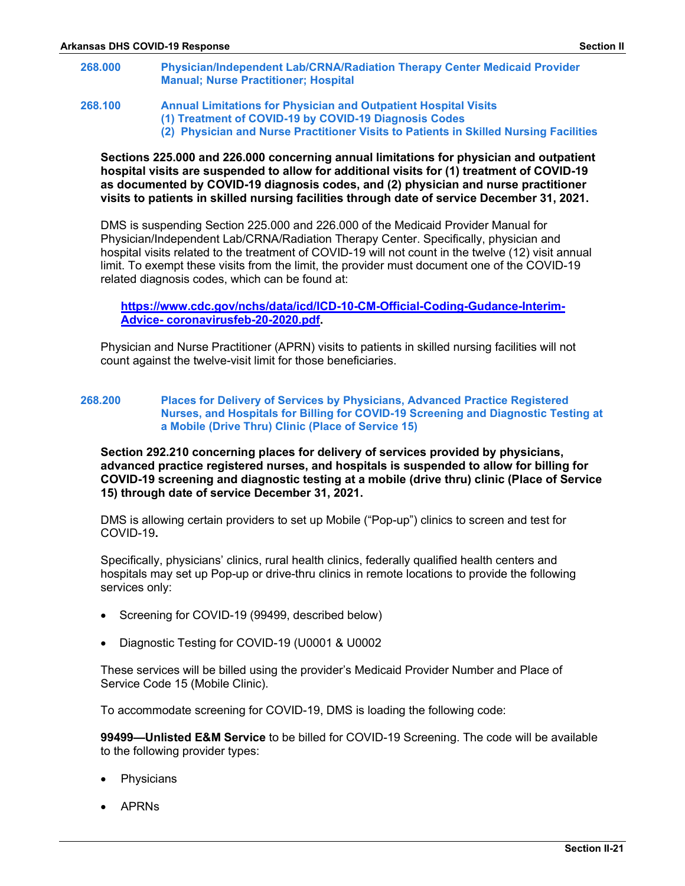## 268.000 Physician/Independent Lab/CRNA/Radiation Therapy Center Medicaid Provider Manual; Nurse Practitioner; Hospital

### 268.100 Annual Limitations for Physician and Outpatient Hospital Visits (1) Treatment of COVID-19 by COVID-19 Diagnosis Codes (2) Physician and Nurse Practitioner Visits to Patients in Skilled Nursing Facilities

**Sections 225.000 and 226.000 concerning annual limitations for physician and outpatient hospital visits are suspended to allow for additional visits for (1) treatment of COVID-19 as documented by COVID-19 diagnosis codes, and (2) physician and nurse practitioner visits to patients in skilled nursing facilities through date of service December 31, 2021.**

DMS is suspending Section 225.000 and 226.000 of the Medicaid Provider Manual for Physician/Independent Lab/CRNA/Radiation Therapy Center. Specifically, physician and hospital visits related to the treatment of COVID-19 will not count in the twelve (12) visit annual limit. To exempt these visits from the limit, the provider must document one of the COVID-19 related diagnosis codes, which can be found at:

[https://www.cdc.gov/nchs/data/icd/ICD-10-CM-Official-Coding-Gudance-Interim-Advice- coronavirusfeb-20-2020.pdf](https://www.cdc.gov/nchs/data/icd/ICD-10-CM-Official-Coding-Gudance-Interim-Advice-coronavirusfeb-20-2020.pdf).

Physician and Nurse Practitioner (APRN) visits to patients in skilled nursing facilities will not count against the twelve-visit limit for those beneficiaries.

### 268.200 Places for Delivery of Services by Physicians, Advanced Practice Registered Nurses, and Hospitals for Billing for COVID-19 Screening and Diagnostic Testing at a Mobile (Drive Thru) Clinic (Place of Service 15)

**Section 292.210 concerning places for delivery of services provided by physicians, advanced practice registered nurses, and hospitals is suspended to allow for billing for COVID-19 screening and diagnostic testing at a mobile (drive thru) clinic (Place of Service 15) through date of service December 31, 2021.**

DMS is allowing certain providers to set up Mobile ("Pop-up") clinics to screen and test for COVID-19**.**

Specifically, physicians' clinics, rural health clinics, federally qualified health centers and hospitals may set up Pop-up or drive-thru clinics in remote locations to provide the following services only:

- Screening for COVID-19 (99499, described below)
- Diagnostic Testing for COVID-19 (U0001 & U0002

These services will be billed using the provider's Medicaid Provider Number and Place of Service Code 15 (Mobile Clinic).

To accommodate screening for COVID-19, DMS is loading the following code:

**99499—Unlisted E&M Service** to be billed for COVID-19 Screening. The code will be available to the following provider types:

- Physicians
- APRNs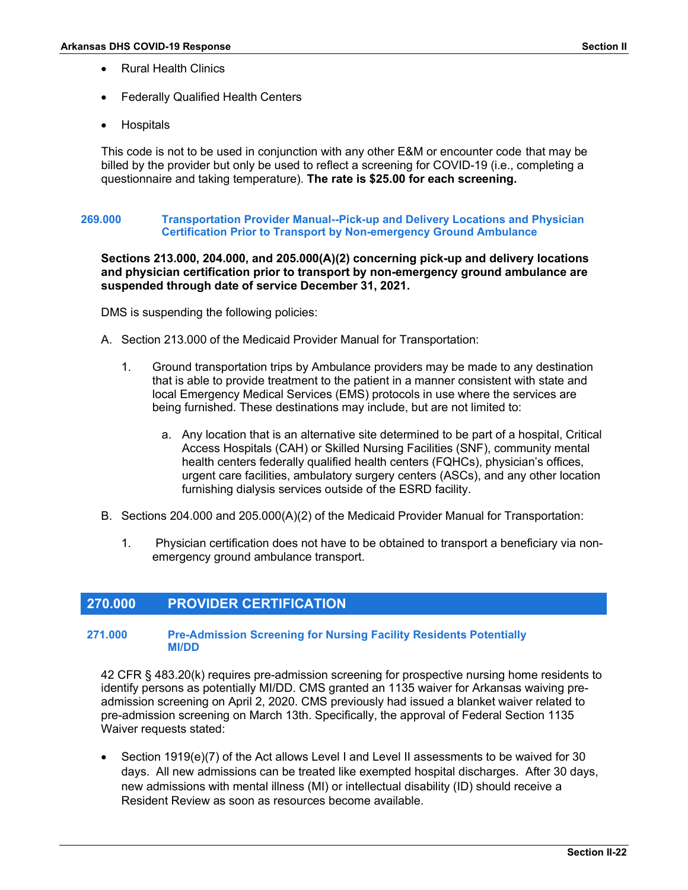- Rural Health Clinics
- Federally Qualified Health Centers
- Hospitals

This code is not to be used in conjunction with any other E&M or encounter code that may be billed by the provider but only be used to reflect a screening for COVID-19 (i.e., completing a questionnaire and taking temperature). **The rate is $25.00 for each screening.**

### 269.000 Transportation Provider Manual--Pick-up and Delivery Locations and Physician Certification Prior to Transport by Non-emergency Ground Ambulance

**Sections 213.000, 204.000, and 205.000(A)(2) concerning pick-up and delivery locations and physician certification prior to transport by non-emergency ground ambulance are suspended through date of service December 31, 2021.**

DMS is suspending the following policies:

A. Section 213.000 of the Medicaid Provider Manual for Transportation:

   1. Ground transportation trips by Ambulance providers may be made to any destination that is able to provide treatment to the patient in a manner consistent with state and local Emergency Medical Services (EMS) protocols in use where the services are being furnished. These destinations may include, but are not limited to:

      a. Any location that is an alternative site determined to be part of a hospital, Critical Access Hospitals (CAH) or Skilled Nursing Facilities (SNF), community mental health centers federally qualified health centers (FQHCs), physician's offices, urgent care facilities, ambulatory surgery centers (ASCs), and any other location furnishing dialysis services outside of the ESRD facility.

B. Sections 204.000 and 205.000(A)(2) of the Medicaid Provider Manual for Transportation:

   1. Physician certification does not have to be obtained to transport a beneficiary via non-emergency ground ambulance transport.

## 270.000 PROVIDER CERTIFICATION

### 271.000 Pre-Admission Screening for Nursing Facility Residents Potentially MI/DD

42 CFR § 483.20(k) requires pre-admission screening for prospective nursing home residents to identify persons as potentially MI/DD. CMS granted an 1135 waiver for Arkansas waiving pre-admission screening on April 2, 2020. CMS previously had issued a blanket waiver related to pre-admission screening on March 13th. Specifically, the approval of Federal Section 1135 Waiver requests stated:

- Section 1919(e)(7) of the Act allows Level I and Level II assessments to be waived for 30 days. All new admissions can be treated like exempted hospital discharges. After 30 days, new admissions with mental illness (MI) or intellectual disability (ID) should receive a Resident Review as soon as resources become available.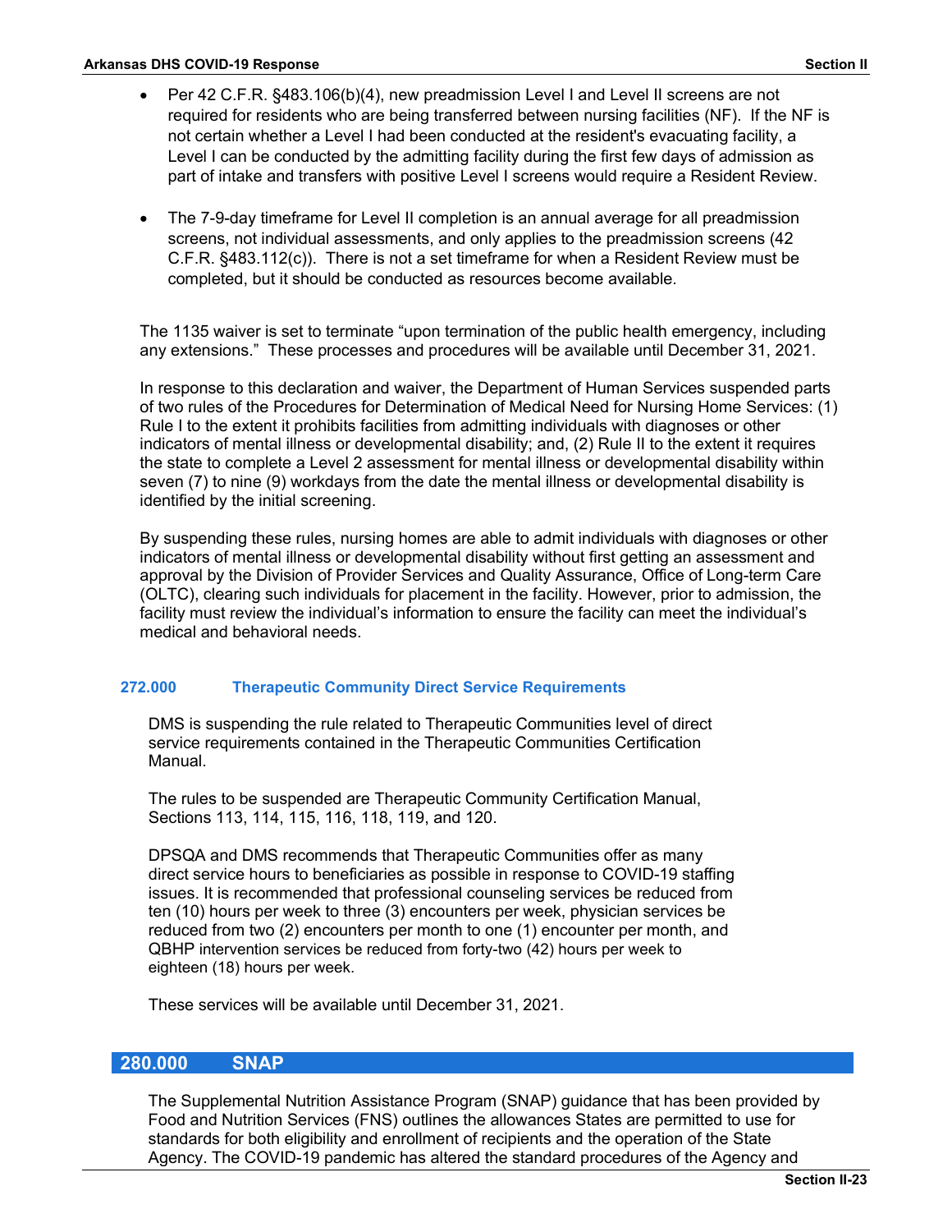- Per 42 C.F.R. §483.106(b)(4), new preadmission Level I and Level II screens are not required for residents who are being transferred between nursing facilities (NF). If the NF is not certain whether a Level I had been conducted at the resident's evacuating facility, a Level I can be conducted by the admitting facility during the first few days of admission as part of intake and transfers with positive Level I screens would require a Resident Review.

- The 7-9-day timeframe for Level II completion is an annual average for all preadmission screens, not individual assessments, and only applies to the preadmission screens (42 C.F.R. §483.112(c)). There is not a set timeframe for when a Resident Review must be completed, but it should be conducted as resources become available.

The 1135 waiver is set to terminate "upon termination of the public health emergency, including any extensions." These processes and procedures will be available until December 31, 2021.

In response to this declaration and waiver, the Department of Human Services suspended parts of two rules of the Procedures for Determination of Medical Need for Nursing Home Services: (1) Rule I to the extent it prohibits facilities from admitting individuals with diagnoses or other indicators of mental illness or developmental disability; and, (2) Rule II to the extent it requires the state to complete a Level 2 assessment for mental illness or developmental disability within seven (7) to nine (9) workdays from the date the mental illness or developmental disability is identified by the initial screening.

By suspending these rules, nursing homes are able to admit individuals with diagnoses or other indicators of mental illness or developmental disability without first getting an assessment and approval by the Division of Provider Services and Quality Assurance, Office of Long-term Care (OLTC), clearing such individuals for placement in the facility. However, prior to admission, the facility must review the individual's information to ensure the facility can meet the individual's medical and behavioral needs.

### 272.000 Therapeutic Community Direct Service Requirements

DMS is suspending the rule related to Therapeutic Communities level of direct service requirements contained in the Therapeutic Communities Certification Manual.

The rules to be suspended are Therapeutic Community Certification Manual, Sections 113, 114, 115, 116, 118, 119, and 120.

DPSQA and DMS recommends that Therapeutic Communities offer as many direct service hours to beneficiaries as possible in response to COVID-19 staffing issues. It is recommended that professional counseling services be reduced from ten (10) hours per week to three (3) encounters per week, physician services be reduced from two (2) encounters per month to one (1) encounter per month, and QBHP intervention services be reduced from forty-two (42) hours per week to eighteen (18) hours per week.

These services will be available until December 31, 2021.

## 280.000 SNAP

The Supplemental Nutrition Assistance Program (SNAP) guidance that has been provided by Food and Nutrition Services (FNS) outlines the allowances States are permitted to use for standards for both eligibility and enrollment of recipients and the operation of the State Agency. The COVID-19 pandemic has altered the standard procedures of the Agency and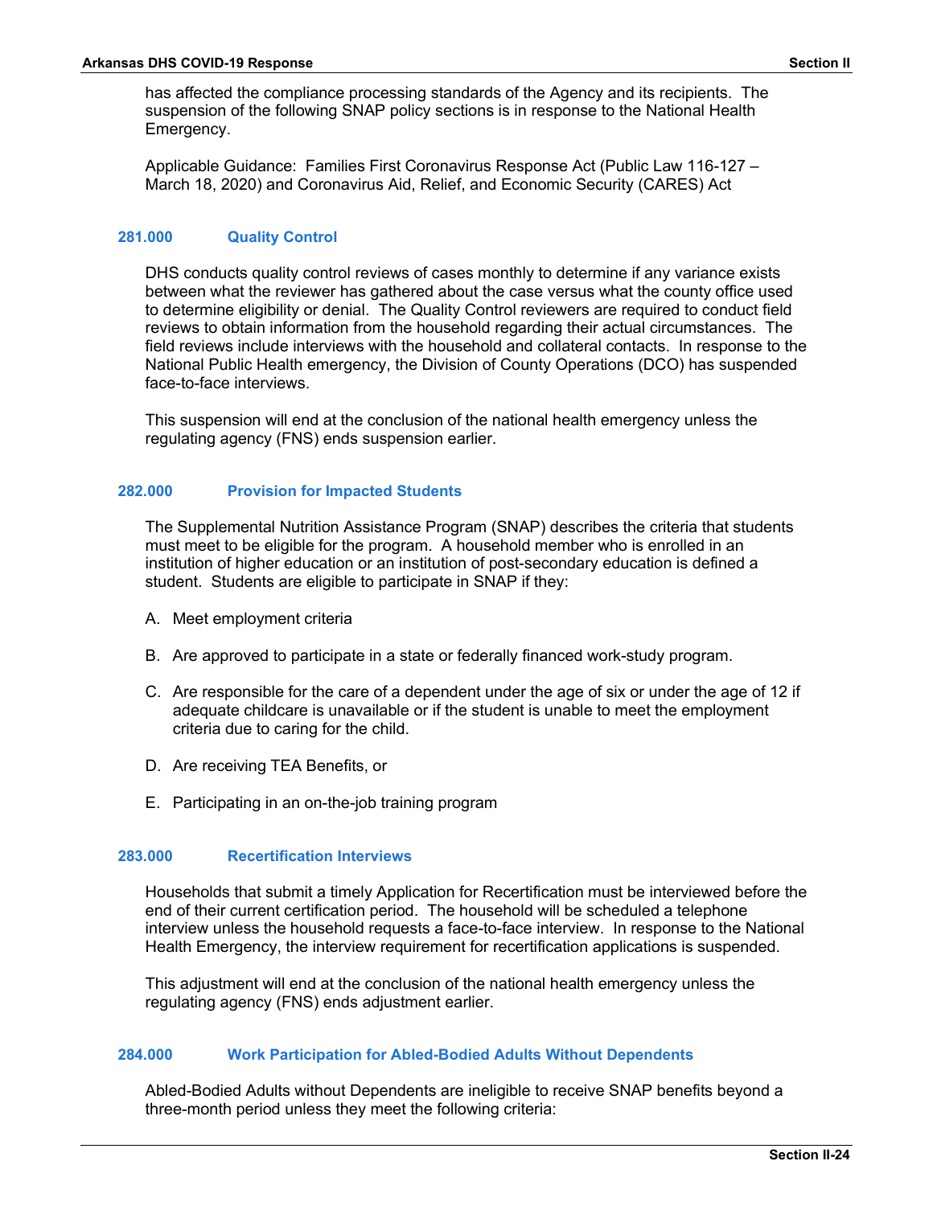has affected the compliance processing standards of the Agency and its recipients. The suspension of the following SNAP policy sections is in response to the National Health Emergency.

Applicable Guidance: Families First Coronavirus Response Act (Public Law 116-127 – March 18, 2020) and Coronavirus Aid, Relief, and Economic Security (CARES) Act

### 281.000 Quality Control

DHS conducts quality control reviews of cases monthly to determine if any variance exists between what the reviewer has gathered about the case versus what the county office used to determine eligibility or denial. The Quality Control reviewers are required to conduct field reviews to obtain information from the household regarding their actual circumstances. The field reviews include interviews with the household and collateral contacts. In response to the National Public Health emergency, the Division of County Operations (DCO) has suspended face-to-face interviews.

This suspension will end at the conclusion of the national health emergency unless the regulating agency (FNS) ends suspension earlier.

### 282.000 Provision for Impacted Students

The Supplemental Nutrition Assistance Program (SNAP) describes the criteria that students must meet to be eligible for the program. A household member who is enrolled in an institution of higher education or an institution of post-secondary education is defined a student. Students are eligible to participate in SNAP if they:

A. Meet employment criteria

B. Are approved to participate in a state or federally financed work-study program.

C. Are responsible for the care of a dependent under the age of six or under the age of 12 if adequate childcare is unavailable or if the student is unable to meet the employment criteria due to caring for the child.

D. Are receiving TEA Benefits, or

E. Participating in an on-the-job training program

### 283.000 Recertification Interviews

Households that submit a timely Application for Recertification must be interviewed before the end of their current certification period. The household will be scheduled a telephone interview unless the household requests a face-to-face interview. In response to the National Health Emergency, the interview requirement for recertification applications is suspended.

This adjustment will end at the conclusion of the national health emergency unless the regulating agency (FNS) ends adjustment earlier.

### 284.000 Work Participation for Abled-Bodied Adults Without Dependents

Abled-Bodied Adults without Dependents are ineligible to receive SNAP benefits beyond a three-month period unless they meet the following criteria: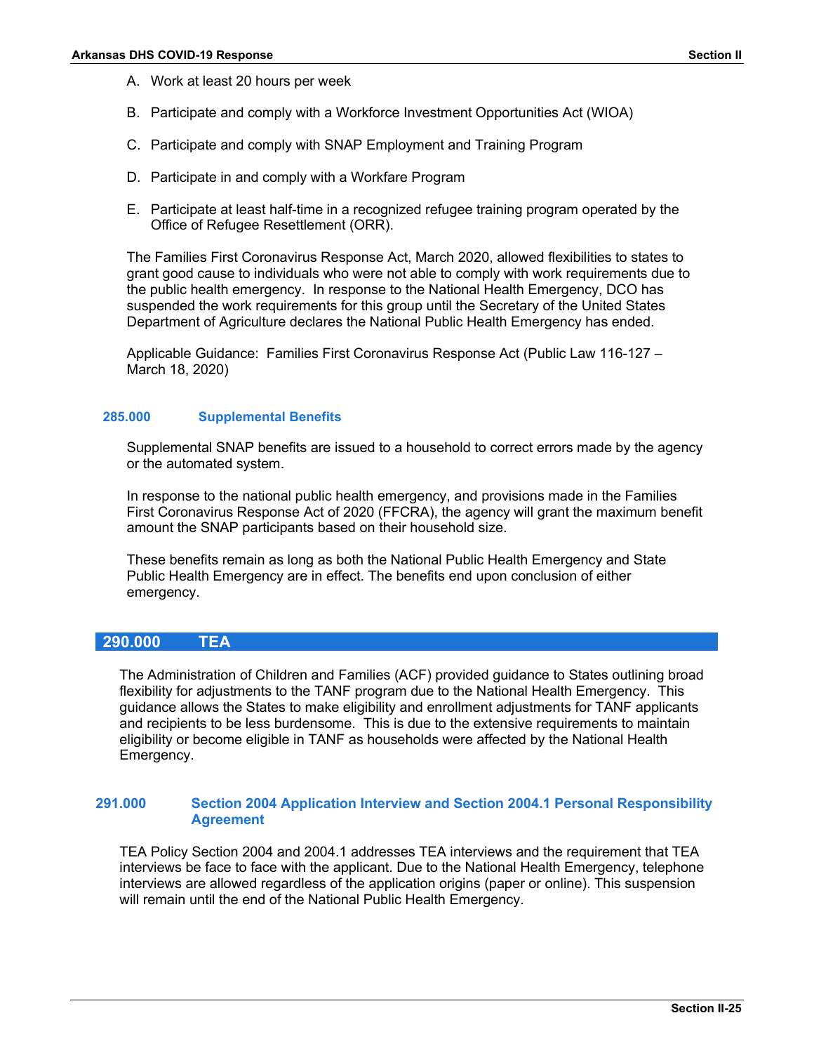A. Work at least 20 hours per week

B. Participate and comply with a Workforce Investment Opportunities Act (WIOA)

C. Participate and comply with SNAP Employment and Training Program

D. Participate in and comply with a Workfare Program

E. Participate at least half-time in a recognized refugee training program operated by the Office of Refugee Resettlement (ORR).

The Families First Coronavirus Response Act, March 2020, allowed flexibilities to states to grant good cause to individuals who were not able to comply with work requirements due to the public health emergency. In response to the National Health Emergency, DCO has suspended the work requirements for this group until the Secretary of the United States Department of Agriculture declares the National Public Health Emergency has ended.

Applicable Guidance: Families First Coronavirus Response Act (Public Law 116-127 – March 18, 2020)

### 285.000 Supplemental Benefits

Supplemental SNAP benefits are issued to a household to correct errors made by the agency or the automated system.

In response to the national public health emergency, and provisions made in the Families First Coronavirus Response Act of 2020 (FFCRA), the agency will grant the maximum benefit amount the SNAP participants based on their household size.

These benefits remain as long as both the National Public Health Emergency and State Public Health Emergency are in effect. The benefits end upon conclusion of either emergency.

## 290.000 TEA

The Administration of Children and Families (ACF) provided guidance to States outlining broad flexibility for adjustments to the TANF program due to the National Health Emergency. This guidance allows the States to make eligibility and enrollment adjustments for TANF applicants and recipients to be less burdensome. This is due to the extensive requirements to maintain eligibility or become eligible in TANF as households were affected by the National Health Emergency.

### 291.000 Section 2004 Application Interview and Section 2004.1 Personal Responsibility Agreement

TEA Policy Section 2004 and 2004.1 addresses TEA interviews and the requirement that TEA interviews be face to face with the applicant. Due to the National Health Emergency, telephone interviews are allowed regardless of the application origins (paper or online). This suspension will remain until the end of the National Public Health Emergency.